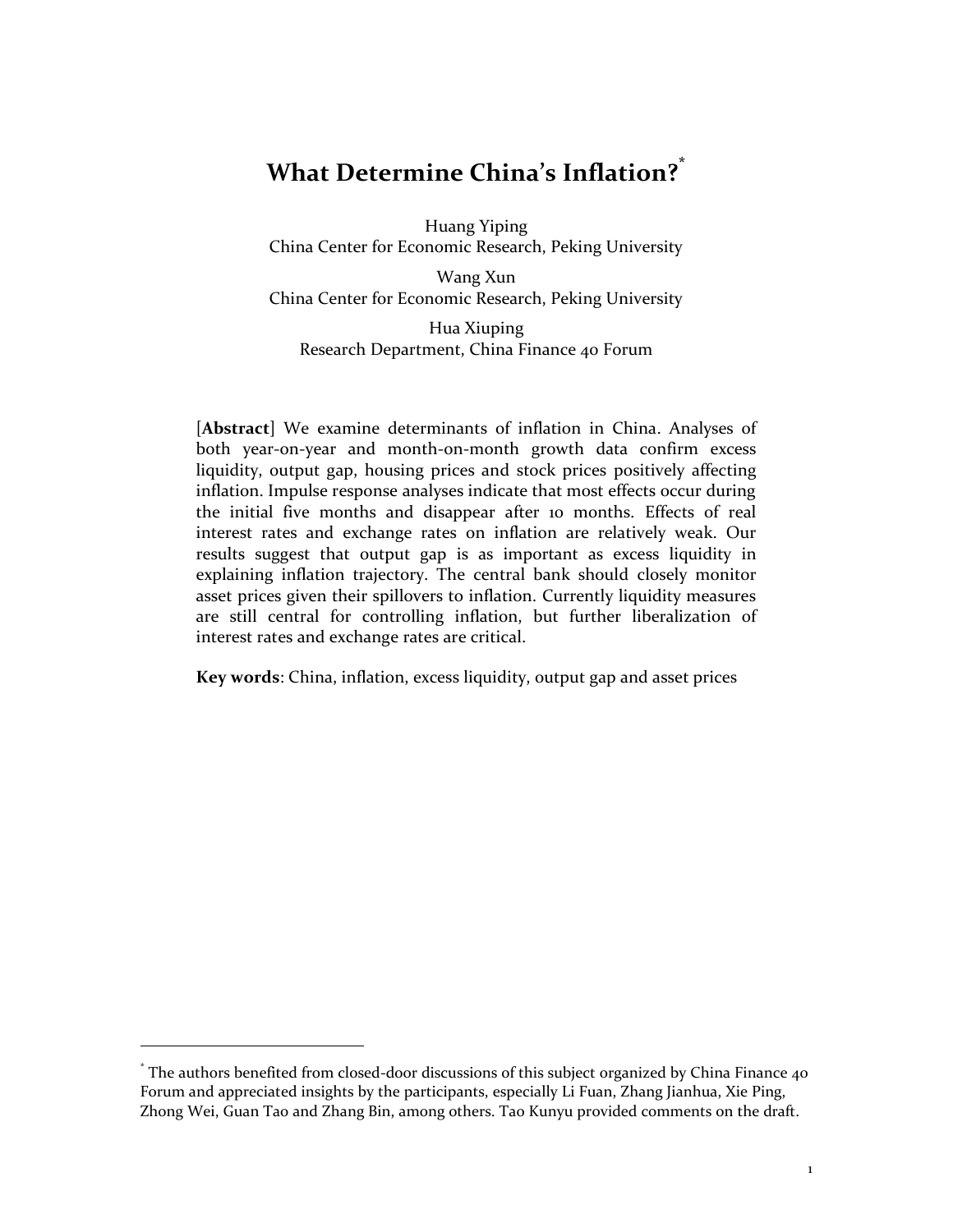# What Determine China's Inflation?[*]

Huang Yiping
China Center for Economic Research, Peking University

Wang Xun
China Center for Economic Research, Peking University

Hua Xiuping
Research Department, China Finance 40 Forum

[**Abstract**] We examine determinants of inflation in China. Analyses of both year-on-year and month-on-month growth data confirm excess liquidity, output gap, housing prices and stock prices positively affecting inflation. Impulse response analyses indicate that most effects occur during the initial five months and disappear after 10 months. Effects of real interest rates and exchange rates on inflation are relatively weak. Our results suggest that output gap is as important as excess liquidity in explaining inflation trajectory. The central bank should closely monitor asset prices given their spillovers to inflation. Currently liquidity measures are still central for controlling inflation, but further liberalization of interest rates and exchange rates are critical.

**Key words**: China, inflation, excess liquidity, output gap and asset prices

[*] The authors benefited from closed-door discussions of this subject organized by China Finance 40 Forum and appreciated insights by the participants, especially Li Fuan, Zhang Jianhua, Xie Ping, Zhong Wei, Guan Tao and Zhang Bin, among others. Tao Kunyu provided comments on the draft.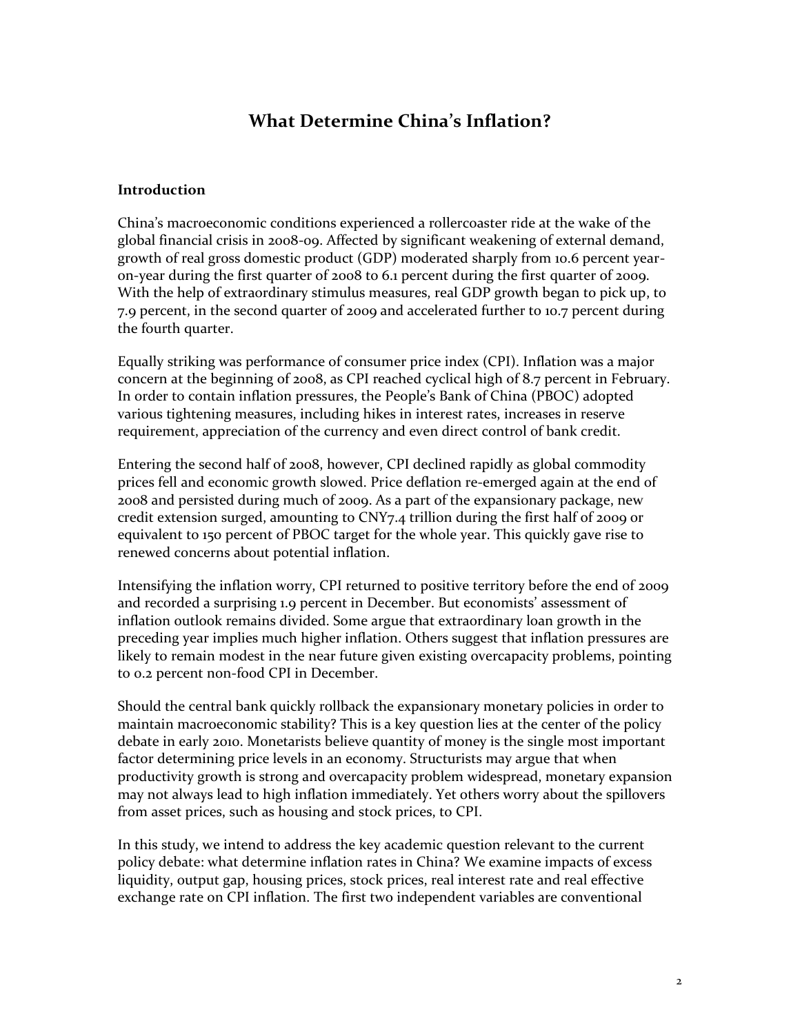# What Determine China's Inflation?

## Introduction

China's macroeconomic conditions experienced a rollercoaster ride at the wake of the global financial crisis in 2008-09. Affected by significant weakening of external demand, growth of real gross domestic product (GDP) moderated sharply from 10.6 percent year-on-year during the first quarter of 2008 to 6.1 percent during the first quarter of 2009. With the help of extraordinary stimulus measures, real GDP growth began to pick up, to 7.9 percent, in the second quarter of 2009 and accelerated further to 10.7 percent during the fourth quarter.

Equally striking was performance of consumer price index (CPI). Inflation was a major concern at the beginning of 2008, as CPI reached cyclical high of 8.7 percent in February. In order to contain inflation pressures, the People's Bank of China (PBOC) adopted various tightening measures, including hikes in interest rates, increases in reserve requirement, appreciation of the currency and even direct control of bank credit.

Entering the second half of 2008, however, CPI declined rapidly as global commodity prices fell and economic growth slowed. Price deflation re-emerged again at the end of 2008 and persisted during much of 2009. As a part of the expansionary package, new credit extension surged, amounting to CNY7.4 trillion during the first half of 2009 or equivalent to 150 percent of PBOC target for the whole year. This quickly gave rise to renewed concerns about potential inflation.

Intensifying the inflation worry, CPI returned to positive territory before the end of 2009 and recorded a surprising 1.9 percent in December. But economists' assessment of inflation outlook remains divided. Some argue that extraordinary loan growth in the preceding year implies much higher inflation. Others suggest that inflation pressures are likely to remain modest in the near future given existing overcapacity problems, pointing to 0.2 percent non-food CPI in December.

Should the central bank quickly rollback the expansionary monetary policies in order to maintain macroeconomic stability? This is a key question lies at the center of the policy debate in early 2010. Monetarists believe quantity of money is the single most important factor determining price levels in an economy. Structurists may argue that when productivity growth is strong and overcapacity problem widespread, monetary expansion may not always lead to high inflation immediately. Yet others worry about the spillovers from asset prices, such as housing and stock prices, to CPI.

In this study, we intend to address the key academic question relevant to the current policy debate: what determine inflation rates in China? We examine impacts of excess liquidity, output gap, housing prices, stock prices, real interest rate and real effective exchange rate on CPI inflation. The first two independent variables are conventional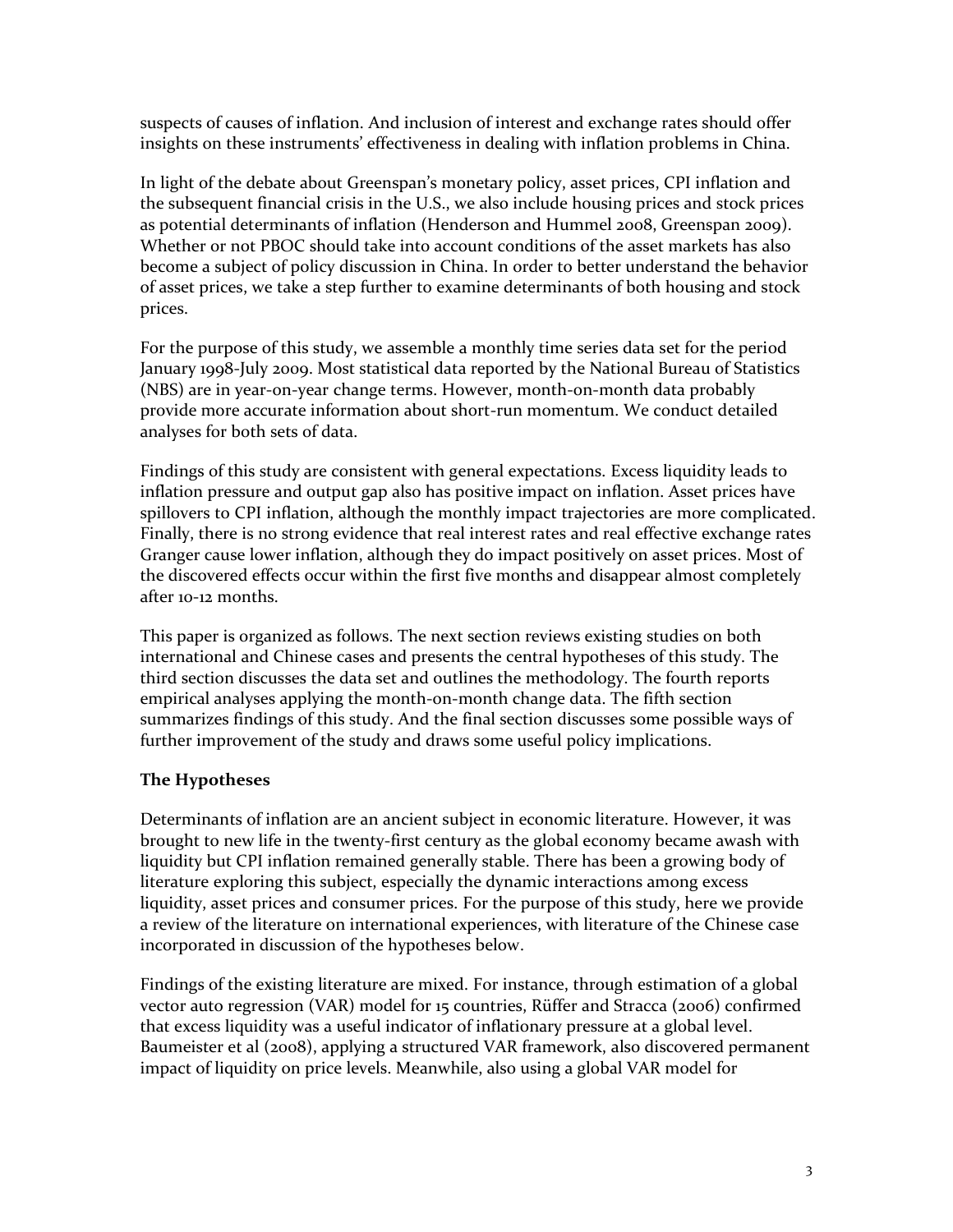suspects of causes of inflation. And inclusion of interest and exchange rates should offer insights on these instruments' effectiveness in dealing with inflation problems in China.

In light of the debate about Greenspan's monetary policy, asset prices, CPI inflation and the subsequent financial crisis in the U.S., we also include housing prices and stock prices as potential determinants of inflation (Henderson and Hummel 2008, Greenspan 2009). Whether or not PBOC should take into account conditions of the asset markets has also become a subject of policy discussion in China. In order to better understand the behavior of asset prices, we take a step further to examine determinants of both housing and stock prices.

For the purpose of this study, we assemble a monthly time series data set for the period January 1998-July 2009. Most statistical data reported by the National Bureau of Statistics (NBS) are in year-on-year change terms. However, month-on-month data probably provide more accurate information about short-run momentum. We conduct detailed analyses for both sets of data.

Findings of this study are consistent with general expectations. Excess liquidity leads to inflation pressure and output gap also has positive impact on inflation. Asset prices have spillovers to CPI inflation, although the monthly impact trajectories are more complicated. Finally, there is no strong evidence that real interest rates and real effective exchange rates Granger cause lower inflation, although they do impact positively on asset prices. Most of the discovered effects occur within the first five months and disappear almost completely after 10-12 months.

This paper is organized as follows. The next section reviews existing studies on both international and Chinese cases and presents the central hypotheses of this study. The third section discusses the data set and outlines the methodology. The fourth reports empirical analyses applying the month-on-month change data. The fifth section summarizes findings of this study. And the final section discusses some possible ways of further improvement of the study and draws some useful policy implications.

## The Hypotheses

Determinants of inflation are an ancient subject in economic literature. However, it was brought to new life in the twenty-first century as the global economy became awash with liquidity but CPI inflation remained generally stable. There has been a growing body of literature exploring this subject, especially the dynamic interactions among excess liquidity, asset prices and consumer prices. For the purpose of this study, here we provide a review of the literature on international experiences, with literature of the Chinese case incorporated in discussion of the hypotheses below.

Findings of the existing literature are mixed. For instance, through estimation of a global vector auto regression (VAR) model for 15 countries, Rüffer and Stracca (2006) confirmed that excess liquidity was a useful indicator of inflationary pressure at a global level. Baumeister et al (2008), applying a structured VAR framework, also discovered permanent impact of liquidity on price levels. Meanwhile, also using a global VAR model for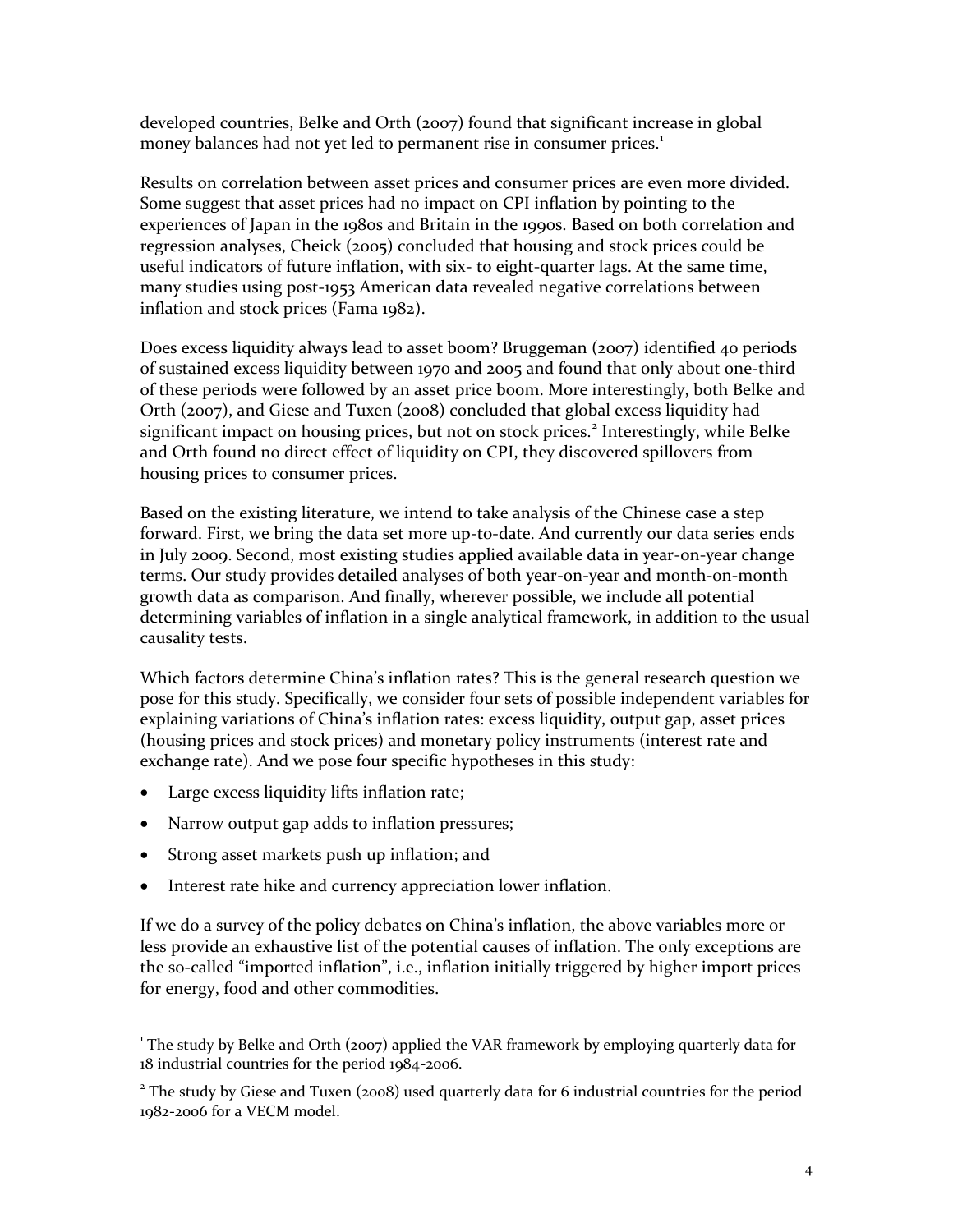developed countries, Belke and Orth (2007) found that significant increase in global money balances had not yet led to permanent rise in consumer prices.[1]

Results on correlation between asset prices and consumer prices are even more divided. Some suggest that asset prices had no impact on CPI inflation by pointing to the experiences of Japan in the 1980s and Britain in the 1990s. Based on both correlation and regression analyses, Cheick (2005) concluded that housing and stock prices could be useful indicators of future inflation, with six- to eight-quarter lags. At the same time, many studies using post-1953 American data revealed negative correlations between inflation and stock prices (Fama 1982).

Does excess liquidity always lead to asset boom? Bruggeman (2007) identified 40 periods of sustained excess liquidity between 1970 and 2005 and found that only about one-third of these periods were followed by an asset price boom. More interestingly, both Belke and Orth (2007), and Giese and Tuxen (2008) concluded that global excess liquidity had significant impact on housing prices, but not on stock prices.[2] Interestingly, while Belke and Orth found no direct effect of liquidity on CPI, they discovered spillovers from housing prices to consumer prices.

Based on the existing literature, we intend to take analysis of the Chinese case a step forward. First, we bring the data set more up-to-date. And currently our data series ends in July 2009. Second, most existing studies applied available data in year-on-year change terms. Our study provides detailed analyses of both year-on-year and month-on-month growth data as comparison. And finally, wherever possible, we include all potential determining variables of inflation in a single analytical framework, in addition to the usual causality tests.

Which factors determine China's inflation rates? This is the general research question we pose for this study. Specifically, we consider four sets of possible independent variables for explaining variations of China's inflation rates: excess liquidity, output gap, asset prices (housing prices and stock prices) and monetary policy instruments (interest rate and exchange rate). And we pose four specific hypotheses in this study:

- Large excess liquidity lifts inflation rate;
- Narrow output gap adds to inflation pressures;
- Strong asset markets push up inflation; and
- Interest rate hike and currency appreciation lower inflation.

If we do a survey of the policy debates on China's inflation, the above variables more or less provide an exhaustive list of the potential causes of inflation. The only exceptions are the so-called "imported inflation", i.e., inflation initially triggered by higher import prices for energy, food and other commodities.

---

[1] The study by Belke and Orth (2007) applied the VAR framework by employing quarterly data for 18 industrial countries for the period 1984-2006.

[2] The study by Giese and Tuxen (2008) used quarterly data for 6 industrial countries for the period 1982-2006 for a VECM model.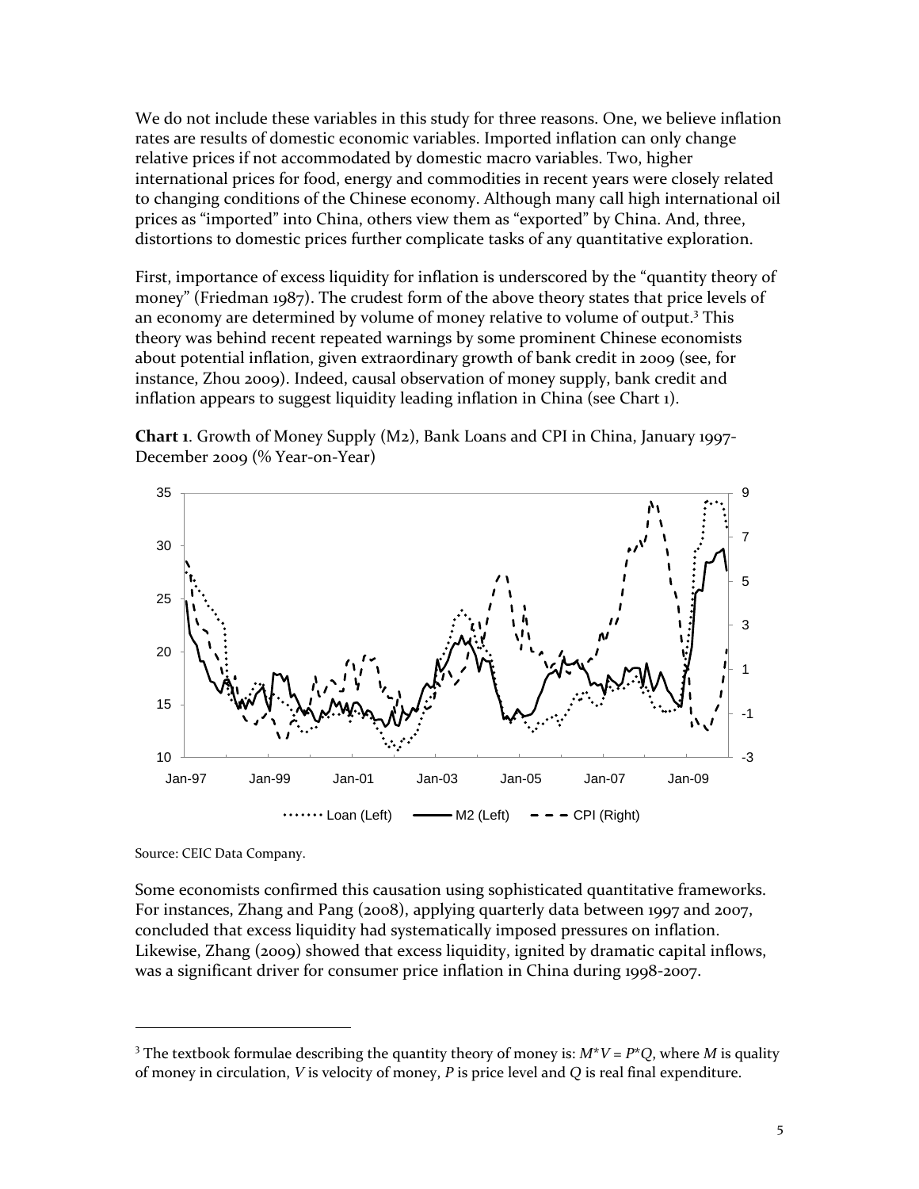We do not include these variables in this study for three reasons. One, we believe inflation rates are results of domestic economic variables. Imported inflation can only change relative prices if not accommodated by domestic macro variables. Two, higher international prices for food, energy and commodities in recent years were closely related to changing conditions of the Chinese economy. Although many call high international oil prices as "imported" into China, others view them as "exported" by China. And, three, distortions to domestic prices further complicate tasks of any quantitative exploration.

First, importance of excess liquidity for inflation is underscored by the "quantity theory of money" (Friedman 1987). The crudest form of the above theory states that price levels of an economy are determined by volume of money relative to volume of output.[3] This theory was behind recent repeated warnings by some prominent Chinese economists about potential inflation, given extraordinary growth of bank credit in 2009 (see, for instance, Zhou 2009). Indeed, causal observation of money supply, bank credit and inflation appears to suggest liquidity leading inflation in China (see Chart 1).

**Chart 1**. Growth of Money Supply (M2), Bank Loans and CPI in China, January 1997-December 2009 (% Year-on-Year)

35
30
25
20
15
10

9
7
5
3
1
-1
-3

Jan-97 Jan-99 Jan-01 Jan-03 Jan-05 Jan-07 Jan-09

Loan (Left) M2 (Left) CPI (Right)

Source: CEIC Data Company.

Some economists confirmed this causation using sophisticated quantitative frameworks. For instances, Zhang and Pang (2008), applying quarterly data between 1997 and 2007, concluded that excess liquidity had systematically imposed pressures on inflation. Likewise, Zhang (2009) showed that excess liquidity, ignited by dramatic capital inflows, was a significant driver for consumer price inflation in China during 1998-2007.

[3] The textbook formulae describing the quantity theory of money is: $M*V = P*Q$, where $M$ is quality of money in circulation, $V$ is velocity of money, $P$ is price level and $Q$ is real final expenditure.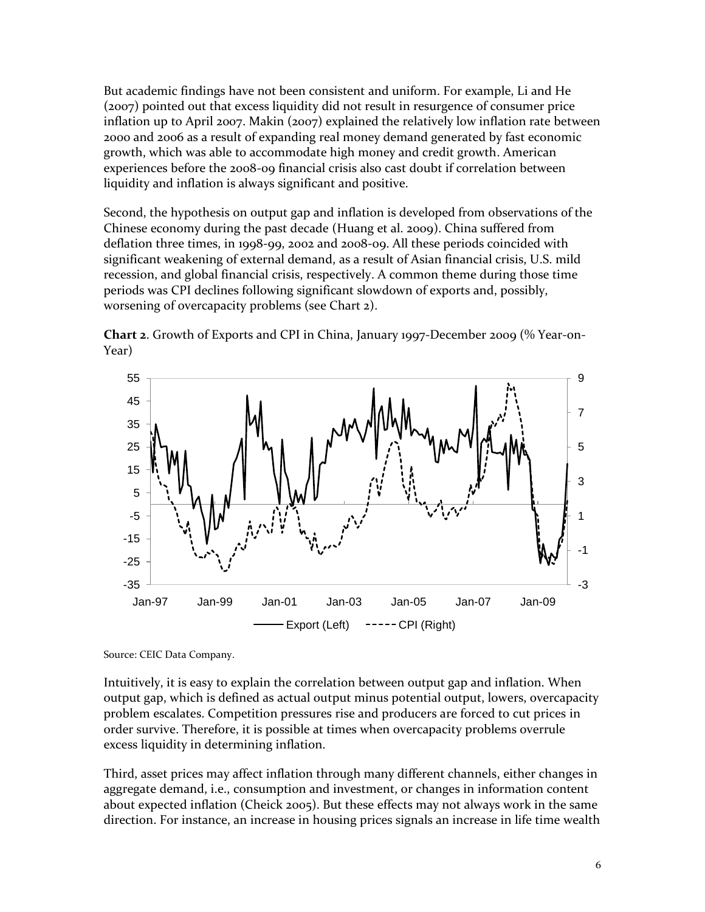But academic findings have not been consistent and uniform. For example, Li and He (2007) pointed out that excess liquidity did not result in resurgence of consumer price inflation up to April 2007. Makin (2007) explained the relatively low inflation rate between 2000 and 2006 as a result of expanding real money demand generated by fast economic growth, which was able to accommodate high money and credit growth. American experiences before the 2008-09 financial crisis also cast doubt if correlation between liquidity and inflation is always significant and positive.

Second, the hypothesis on output gap and inflation is developed from observations of the Chinese economy during the past decade (Huang et al. 2009). China suffered from deflation three times, in 1998-99, 2002 and 2008-09. All these periods coincided with significant weakening of external demand, as a result of Asian financial crisis, U.S. mild recession, and global financial crisis, respectively. A common theme during those time periods was CPI declines following significant slowdown of exports and, possibly, worsening of overcapacity problems (see Chart 2).

**Chart 2**. Growth of Exports and CPI in China, January 1997-December 2009 (% Year-on-Year)

55
45
35
25
15
5
-5
-15
-25
-35

9
7
5
3
1
-1
-3

Jan-97 Jan-99 Jan-01 Jan-03 Jan-05 Jan-07 Jan-09

Export (Left) CPI (Right)

Source: CEIC Data Company.

Intuitively, it is easy to explain the correlation between output gap and inflation. When output gap, which is defined as actual output minus potential output, lowers, overcapacity problem escalates. Competition pressures rise and producers are forced to cut prices in order survive. Therefore, it is possible at times when overcapacity problems overrule excess liquidity in determining inflation.

Third, asset prices may affect inflation through many different channels, either changes in aggregate demand, i.e., consumption and investment, or changes in information content about expected inflation (Cheick 2005). But these effects may not always work in the same direction. For instance, an increase in housing prices signals an increase in life time wealth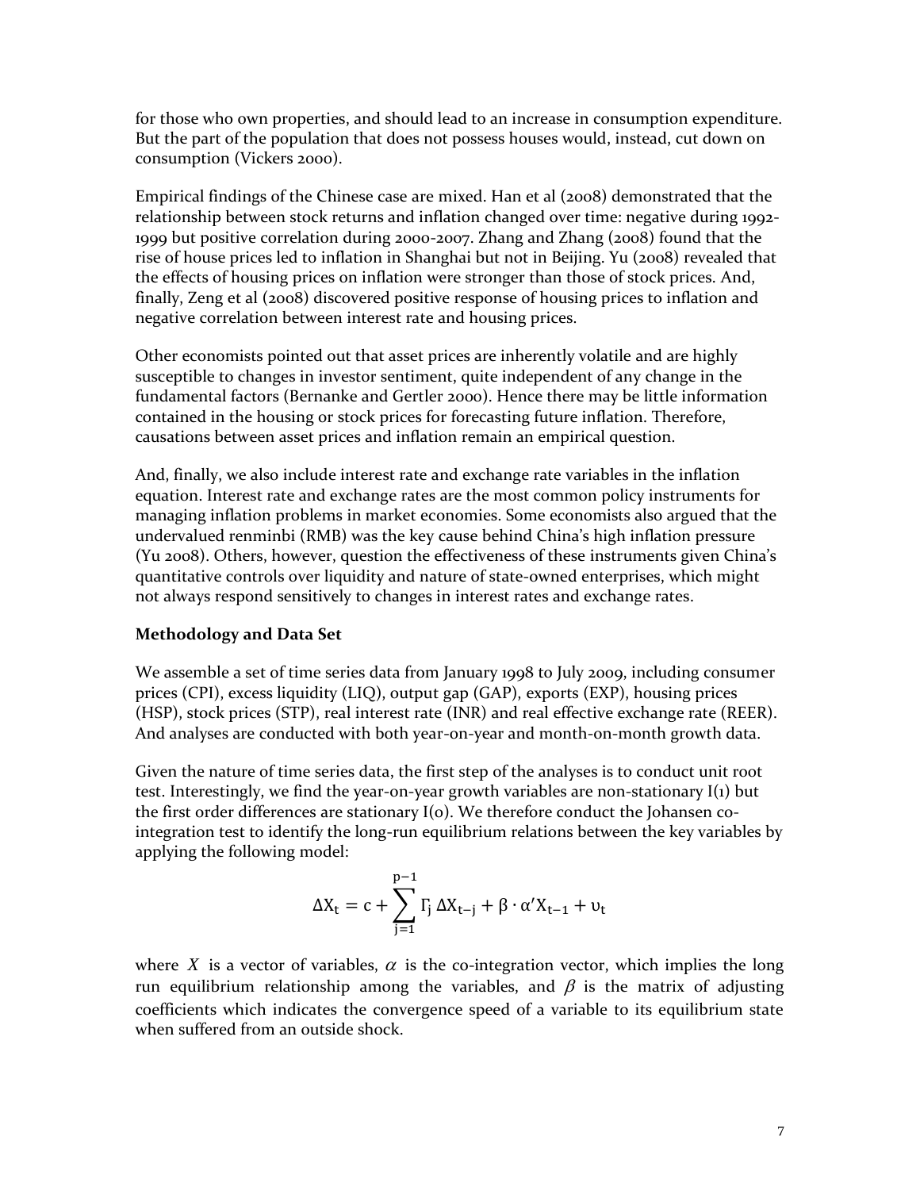for those who own properties, and should lead to an increase in consumption expenditure. But the part of the population that does not possess houses would, instead, cut down on consumption (Vickers 2000).

Empirical findings of the Chinese case are mixed. Han et al (2008) demonstrated that the relationship between stock returns and inflation changed over time: negative during 1992-1999 but positive correlation during 2000-2007. Zhang and Zhang (2008) found that the rise of house prices led to inflation in Shanghai but not in Beijing. Yu (2008) revealed that the effects of housing prices on inflation were stronger than those of stock prices. And, finally, Zeng et al (2008) discovered positive response of housing prices to inflation and negative correlation between interest rate and housing prices.

Other economists pointed out that asset prices are inherently volatile and are highly susceptible to changes in investor sentiment, quite independent of any change in the fundamental factors (Bernanke and Gertler 2000). Hence there may be little information contained in the housing or stock prices for forecasting future inflation. Therefore, causations between asset prices and inflation remain an empirical question.

And, finally, we also include interest rate and exchange rate variables in the inflation equation. Interest rate and exchange rates are the most common policy instruments for managing inflation problems in market economies. Some economists also argued that the undervalued renminbi (RMB) was the key cause behind China's high inflation pressure (Yu 2008). Others, however, question the effectiveness of these instruments given China's quantitative controls over liquidity and nature of state-owned enterprises, which might not always respond sensitively to changes in interest rates and exchange rates.

**Methodology and Data Set**

We assemble a set of time series data from January 1998 to July 2009, including consumer prices (CPI), excess liquidity (LIQ), output gap (GAP), exports (EXP), housing prices (HSP), stock prices (STP), real interest rate (INR) and real effective exchange rate (REER). And analyses are conducted with both year-on-year and month-on-month growth data.

Given the nature of time series data, the first step of the analyses is to conduct unit root test. Interestingly, we find the year-on-year growth variables are non-stationary I(1) but the first order differences are stationary I(0). We therefore conduct the Johansen co-integration test to identify the long-run equilibrium relations between the key variables by applying the following model:

$$\Delta X_t = c + \sum_{j=1}^{p-1} \Gamma_j \, \Delta X_{t-j} + \beta \cdot \alpha' X_{t-1} + \upsilon_t$$

where $X$ is a vector of variables, $\alpha$ is the co-integration vector, which implies the long run equilibrium relationship among the variables, and $\beta$ is the matrix of adjusting coefficients which indicates the convergence speed of a variable to its equilibrium state when suffered from an outside shock.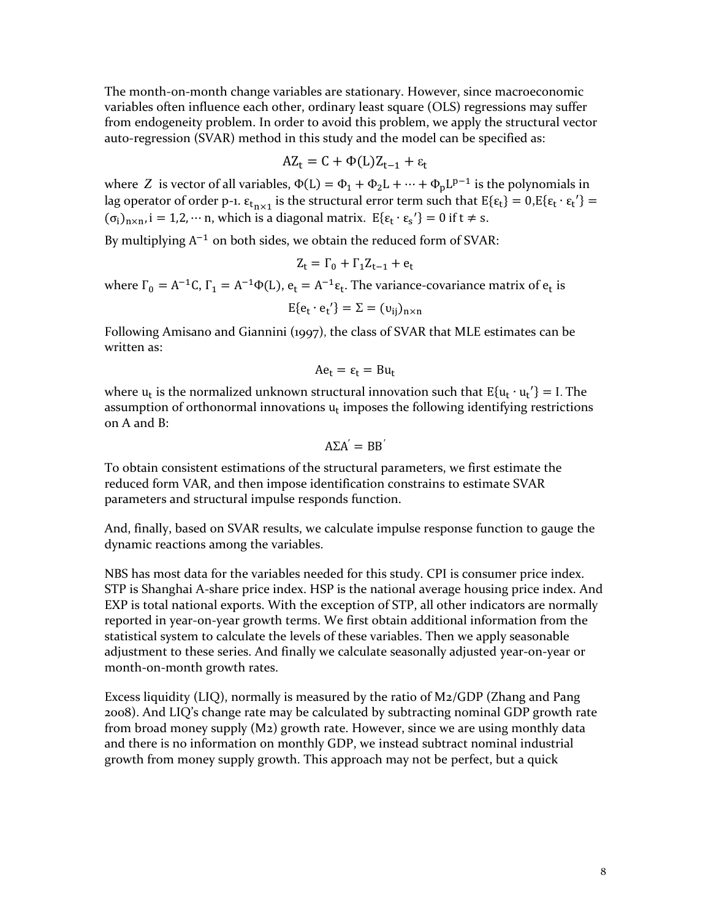The month-on-month change variables are stationary. However, since macroeconomic variables often influence each other, ordinary least square (OLS) regressions may suffer from endogeneity problem. In order to avoid this problem, we apply the structural vector auto-regression (SVAR) method in this study and the model can be specified as:

$$AZ_t = C + \Phi(L)Z_{t-1} + \varepsilon_t$$

where $Z$ is vector of all variables, $\Phi(L) = \Phi_1 + \Phi_2 L + \cdots + \Phi_p L^{p-1}$ is the polynomials in lag operator of order p-1. $\varepsilon_{t_{n\times 1}}$ is the structural error term such that $E\{\varepsilon_t\} = 0, E\{\varepsilon_t \cdot \varepsilon_t'\} = (\sigma_i)_{n\times n}, i = 1,2,\cdots n$, which is a diagonal matrix. $E\{\varepsilon_t \cdot \varepsilon_s'\} = 0$ if $t \neq s$.

By multiplying $A^{-1}$ on both sides, we obtain the reduced form of SVAR:

$$Z_t = \Gamma_0 + \Gamma_1 Z_{t-1} + e_t$$

where $\Gamma_0 = A^{-1}C$, $\Gamma_1 = A^{-1}\Phi(L)$, $e_t = A^{-1}\varepsilon_t$. The variance-covariance matrix of $e_t$ is

$$E\{e_t \cdot e_t'\} = \Sigma = (\upsilon_{ij})_{n\times n}$$

Following Amisano and Giannini (1997), the class of SVAR that MLE estimates can be written as:

$$Ae_t = \varepsilon_t = Bu_t$$

where $u_t$ is the normalized unknown structural innovation such that $E\{u_t \cdot u_t'\} = I$. The assumption of orthonormal innovations $u_t$ imposes the following identifying restrictions on A and B:

$$A\Sigma A' = BB'$$

To obtain consistent estimations of the structural parameters, we first estimate the reduced form VAR, and then impose identification constrains to estimate SVAR parameters and structural impulse responds function.

And, finally, based on SVAR results, we calculate impulse response function to gauge the dynamic reactions among the variables.

NBS has most data for the variables needed for this study. CPI is consumer price index. STP is Shanghai A-share price index. HSP is the national average housing price index. And EXP is total national exports. With the exception of STP, all other indicators are normally reported in year-on-year growth terms. We first obtain additional information from the statistical system to calculate the levels of these variables. Then we apply seasonable adjustment to these series. And finally we calculate seasonally adjusted year-on-year or month-on-month growth rates.

Excess liquidity (LIQ), normally is measured by the ratio of M2/GDP (Zhang and Pang 2008). And LIQ's change rate may be calculated by subtracting nominal GDP growth rate from broad money supply (M2) growth rate. However, since we are using monthly data and there is no information on monthly GDP, we instead subtract nominal industrial growth from money supply growth. This approach may not be perfect, but a quick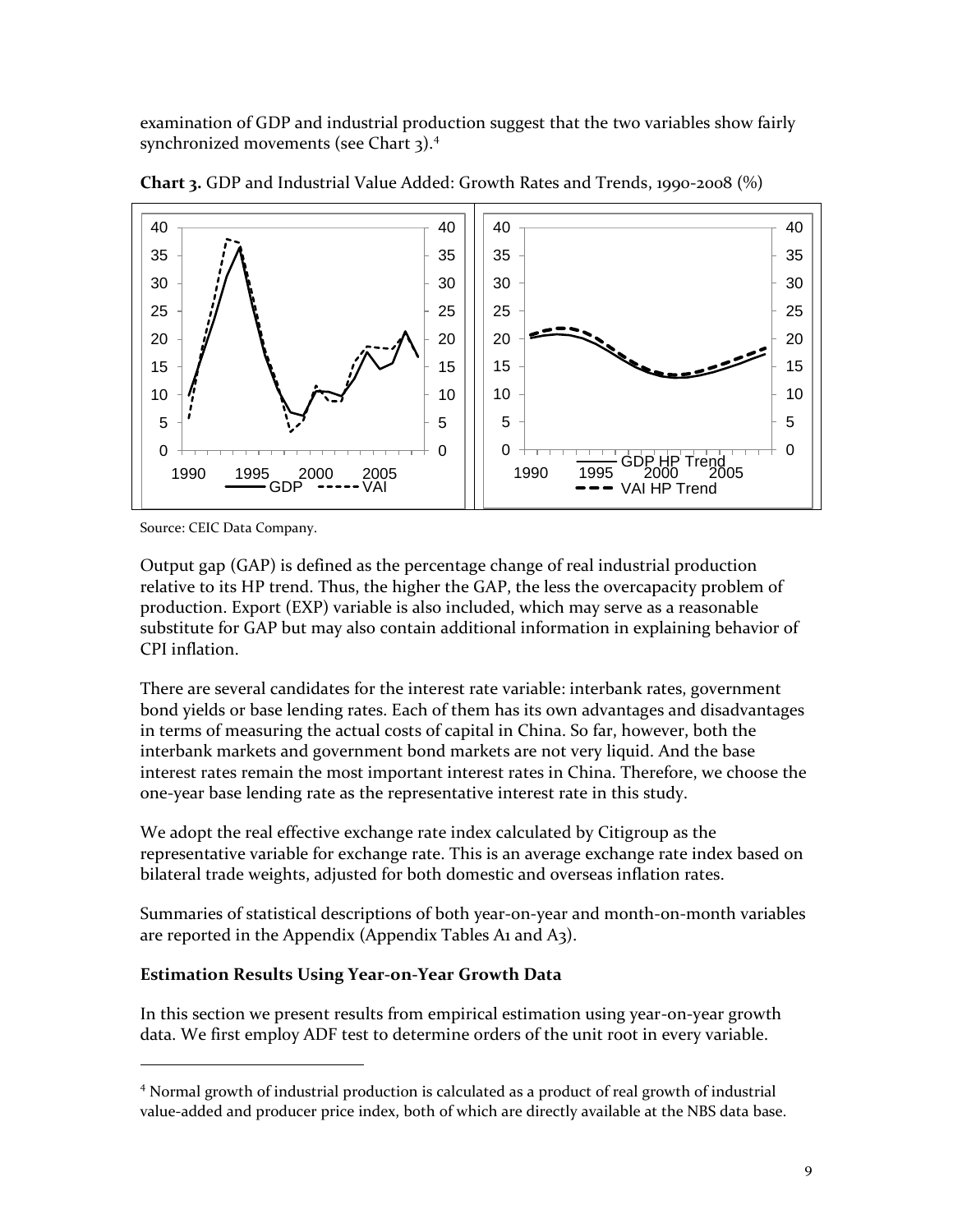examination of GDP and industrial production suggest that the two variables show fairly synchronized movements (see Chart 3).[4]

**Chart 3.** GDP and Industrial Value Added: Growth Rates and Trends, 1990-2008 (%)

40 35 30 25 20 15 10 5 0

1990 1995 2000 2005

GDP VAI

40 35 30 25 20 15 10 5 0

1990 1995 2000 2005

GDP HP Trend

VAI HP Trend

Source: CEIC Data Company.

Output gap (GAP) is defined as the percentage change of real industrial production relative to its HP trend. Thus, the higher the GAP, the less the overcapacity problem of production. Export (EXP) variable is also included, which may serve as a reasonable substitute for GAP but may also contain additional information in explaining behavior of CPI inflation.

There are several candidates for the interest rate variable: interbank rates, government bond yields or base lending rates. Each of them has its own advantages and disadvantages in terms of measuring the actual costs of capital in China. So far, however, both the interbank markets and government bond markets are not very liquid. And the base interest rates remain the most important interest rates in China. Therefore, we choose the one-year base lending rate as the representative interest rate in this study.

We adopt the real effective exchange rate index calculated by Citigroup as the representative variable for exchange rate. This is an average exchange rate index based on bilateral trade weights, adjusted for both domestic and overseas inflation rates.

Summaries of statistical descriptions of both year-on-year and month-on-month variables are reported in the Appendix (Appendix Tables A1 and A3).

**Estimation Results Using Year-on-Year Growth Data**

In this section we present results from empirical estimation using year-on-year growth data. We first employ ADF test to determine orders of the unit root in every variable.

[4] Normal growth of industrial production is calculated as a product of real growth of industrial value-added and producer price index, both of which are directly available at the NBS data base.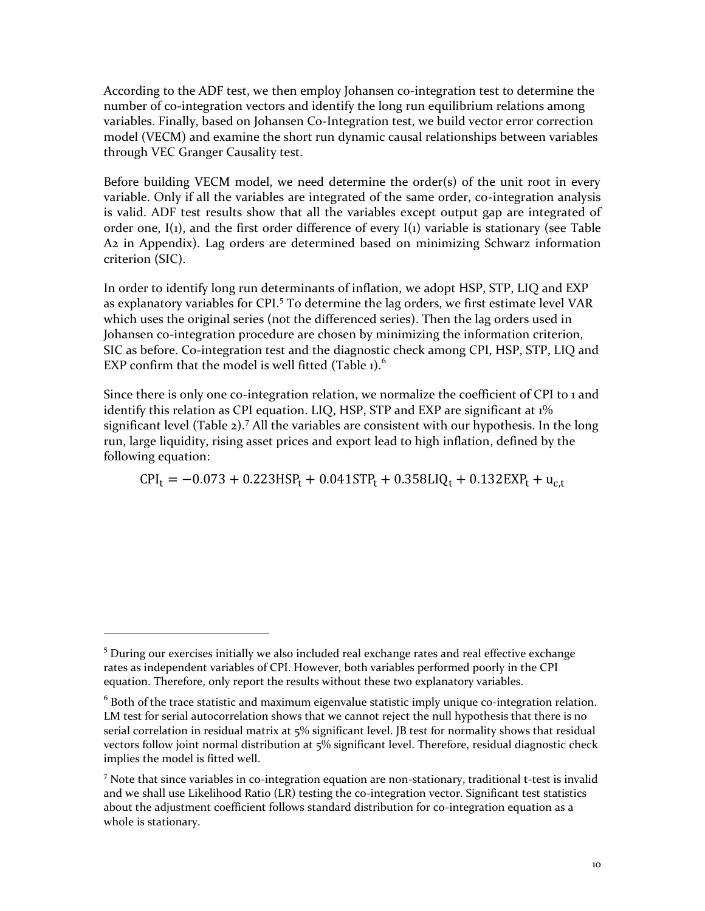According to the ADF test, we then employ Johansen co-integration test to determine the number of co-integration vectors and identify the long run equilibrium relations among variables. Finally, based on Johansen Co-Integration test, we build vector error correction model (VECM) and examine the short run dynamic causal relationships between variables through VEC Granger Causality test.

Before building VECM model, we need determine the order(s) of the unit root in every variable. Only if all the variables are integrated of the same order, co-integration analysis is valid. ADF test results show that all the variables except output gap are integrated of order one, I(1), and the first order difference of every I(1) variable is stationary (see Table A2 in Appendix). Lag orders are determined based on minimizing Schwarz information criterion (SIC).

In order to identify long run determinants of inflation, we adopt HSP, STP, LIQ and EXP as explanatory variables for CPI.[5] To determine the lag orders, we first estimate level VAR which uses the original series (not the differenced series). Then the lag orders used in Johansen co-integration procedure are chosen by minimizing the information criterion, SIC as before. Co-integration test and the diagnostic check among CPI, HSP, STP, LIQ and EXP confirm that the model is well fitted (Table 1).[6]

Since there is only one co-integration relation, we normalize the coefficient of CPI to 1 and identify this relation as CPI equation. LIQ, HSP, STP and EXP are significant at 1% significant level (Table 2).[7] All the variables are consistent with our hypothesis. In the long run, large liquidity, rising asset prices and export lead to high inflation, defined by the following equation:

$$\mathrm{CPI_t} = -0.073 + 0.223\mathrm{HSP_t} + 0.041\mathrm{STP_t} + 0.358\mathrm{LIQ_t} + 0.132\mathrm{EXP_t} + u_{c,t}$$

---

[5] During our exercises initially we also included real exchange rates and real effective exchange rates as independent variables of CPI. However, both variables performed poorly in the CPI equation. Therefore, only report the results without these two explanatory variables.

[6] Both of the trace statistic and maximum eigenvalue statistic imply unique co-integration relation. LM test for serial autocorrelation shows that we cannot reject the null hypothesis that there is no serial correlation in residual matrix at 5% significant level. JB test for normality shows that residual vectors follow joint normal distribution at 5% significant level. Therefore, residual diagnostic check implies the model is fitted well.

[7] Note that since variables in co-integration equation are non-stationary, traditional t-test is invalid and we shall use Likelihood Ratio (LR) testing the co-integration vector. Significant test statistics about the adjustment coefficient follows standard distribution for co-integration equation as a whole is stationary.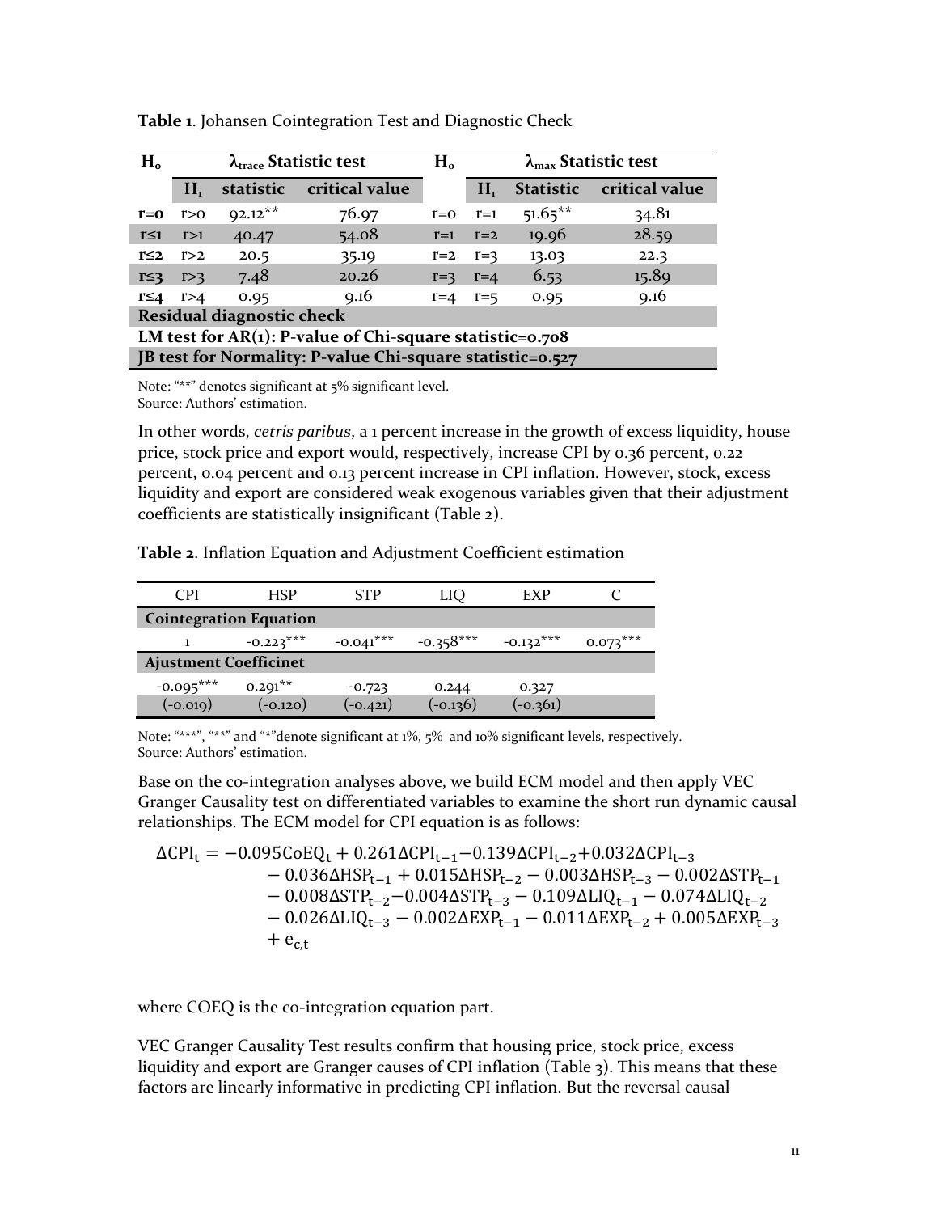**Table 1**. Johansen Cointegration Test and Diagnostic Check

| $H_o$ | $\lambda_{trace}$ Statistic test | | | $H_o$ | $\lambda_{max}$ Statistic test | | |
|---|---|---|---|---|---|---|---|
| | $H_1$ | statistic | critical value | | $H_1$ | Statistic | critical value |
| **r=0** | r>0 | 92.12** | 76.97 | r=0 | r=1 | 51.65** | 34.81 |
| **r≤1** | r>1 | 40.47 | 54.08 | r=1 | r=2 | 19.96 | 28.59 |
| **r≤2** | r>2 | 20.5 | 35.19 | r=2 | r=3 | 13.03 | 22.3 |
| **r≤3** | r>3 | 7.48 | 20.26 | r=3 | r=4 | 6.53 | 15.89 |
| **r≤4** | r>4 | 0.95 | 9.16 | r=4 | r=5 | 0.95 | 9.16 |
| **Residual diagnostic check** | | | | | | | |
| **LM test for AR(1): P-value of Chi-square statistic=0.708** | | | | | | | |
| **JB test for Normality: P-value Chi-square statistic=0.527** | | | | | | | |

Note: "**" denotes significant at 5% significant level.
Source: Authors' estimation.

In other words, *cetris paribus*, a 1 percent increase in the growth of excess liquidity, house price, stock price and export would, respectively, increase CPI by 0.36 percent, 0.22 percent, 0.04 percent and 0.13 percent increase in CPI inflation. However, stock, excess liquidity and export are considered weak exogenous variables given that their adjustment coefficients are statistically insignificant (Table 2).

**Table 2**. Inflation Equation and Adjustment Coefficient estimation

| CPI | HSP | STP | LIQ | EXP | C |
|---|---|---|---|---|---|
| **Cointegration Equation** | | | | | |
| 1 | -0.223*** | -0.041*** | -0.358*** | -0.132*** | 0.073*** |
| **Ajustment Coefficinet** | | | | | |
| -0.095*** | 0.291** | -0.723 | 0.244 | 0.327 | |
| (-0.019) | (-0.120) | (-0.421) | (-0.136) | (-0.361) | |

Note: "***", "**" and "*"denote significant at 1%, 5% and 10% significant levels, respectively.
Source: Authors' estimation.

Base on the co-integration analyses above, we build ECM model and then apply VEC Granger Causality test on differentiated variables to examine the short run dynamic causal relationships. The ECM model for CPI equation is as follows:

$$
\begin{aligned}
\Delta CPI_t = -0.095CoEQ_t &+ 0.261\Delta CPI_{t-1} - 0.139\Delta CPI_{t-2} + 0.032\Delta CPI_{t-3} \\
&- 0.036\Delta HSP_{t-1} + 0.015\Delta HSP_{t-2} - 0.003\Delta HSP_{t-3} - 0.002\Delta STP_{t-1} \\
&- 0.008\Delta STP_{t-2} - 0.004\Delta STP_{t-3} - 0.109\Delta LIQ_{t-1} - 0.074\Delta LIQ_{t-2} \\
&- 0.026\Delta LIQ_{t-3} - 0.002\Delta EXP_{t-1} - 0.011\Delta EXP_{t-2} + 0.005\Delta EXP_{t-3} \\
&+ e_{c,t}
\end{aligned}
$$

where COEQ is the co-integration equation part.

VEC Granger Causality Test results confirm that housing price, stock price, excess liquidity and export are Granger causes of CPI inflation (Table 3). This means that these factors are linearly informative in predicting CPI inflation. But the reversal causal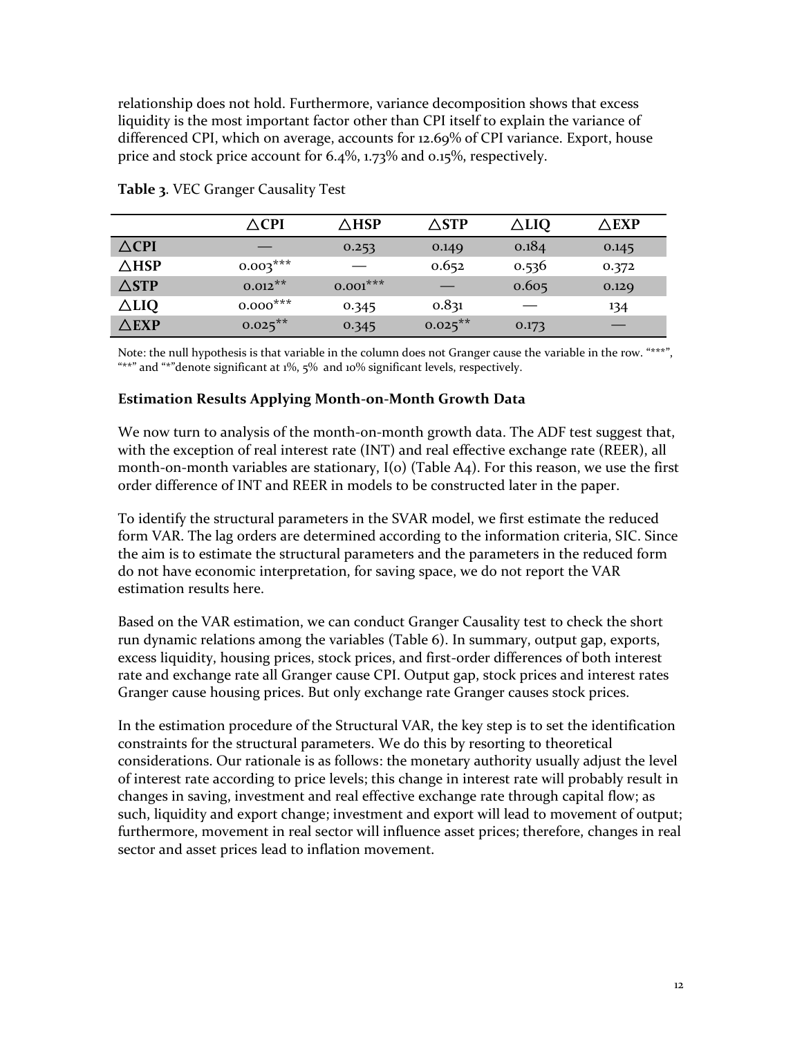relationship does not hold. Furthermore, variance decomposition shows that excess liquidity is the most important factor other than CPI itself to explain the variance of differenced CPI, which on average, accounts for 12.69% of CPI variance. Export, house price and stock price account for 6.4%, 1.73% and 0.15%, respectively.

**Table 3**. VEC Granger Causality Test

| | △CPI | △HSP | △STP | △LIQ | △EXP |
|---|---|---|---|---|---|
| **△CPI** | — | 0.253 | 0.149 | 0.184 | 0.145 |
| **△HSP** | 0.003*** | — | 0.652 | 0.536 | 0.372 |
| **△STP** | 0.012** | 0.001*** | — | 0.605 | 0.129 |
| **△LIQ** | 0.000*** | 0.345 | 0.831 | — | 134 |
| **△EXP** | 0.025** | 0.345 | 0.025** | 0.173 | — |

Note: the null hypothesis is that variable in the column does not Granger cause the variable in the row. "***", "**" and "*"denote significant at 1%, 5% and 10% significant levels, respectively.

### Estimation Results Applying Month-on-Month Growth Data

We now turn to analysis of the month-on-month growth data. The ADF test suggest that, with the exception of real interest rate (INT) and real effective exchange rate (REER), all month-on-month variables are stationary, I(0) (Table A4). For this reason, we use the first order difference of INT and REER in models to be constructed later in the paper.

To identify the structural parameters in the SVAR model, we first estimate the reduced form VAR. The lag orders are determined according to the information criteria, SIC. Since the aim is to estimate the structural parameters and the parameters in the reduced form do not have economic interpretation, for saving space, we do not report the VAR estimation results here.

Based on the VAR estimation, we can conduct Granger Causality test to check the short run dynamic relations among the variables (Table 6). In summary, output gap, exports, excess liquidity, housing prices, stock prices, and first-order differences of both interest rate and exchange rate all Granger cause CPI. Output gap, stock prices and interest rates Granger cause housing prices. But only exchange rate Granger causes stock prices.

In the estimation procedure of the Structural VAR, the key step is to set the identification constraints for the structural parameters. We do this by resorting to theoretical considerations. Our rationale is as follows: the monetary authority usually adjust the level of interest rate according to price levels; this change in interest rate will probably result in changes in saving, investment and real effective exchange rate through capital flow; as such, liquidity and export change; investment and export will lead to movement of output; furthermore, movement in real sector will influence asset prices; therefore, changes in real sector and asset prices lead to inflation movement.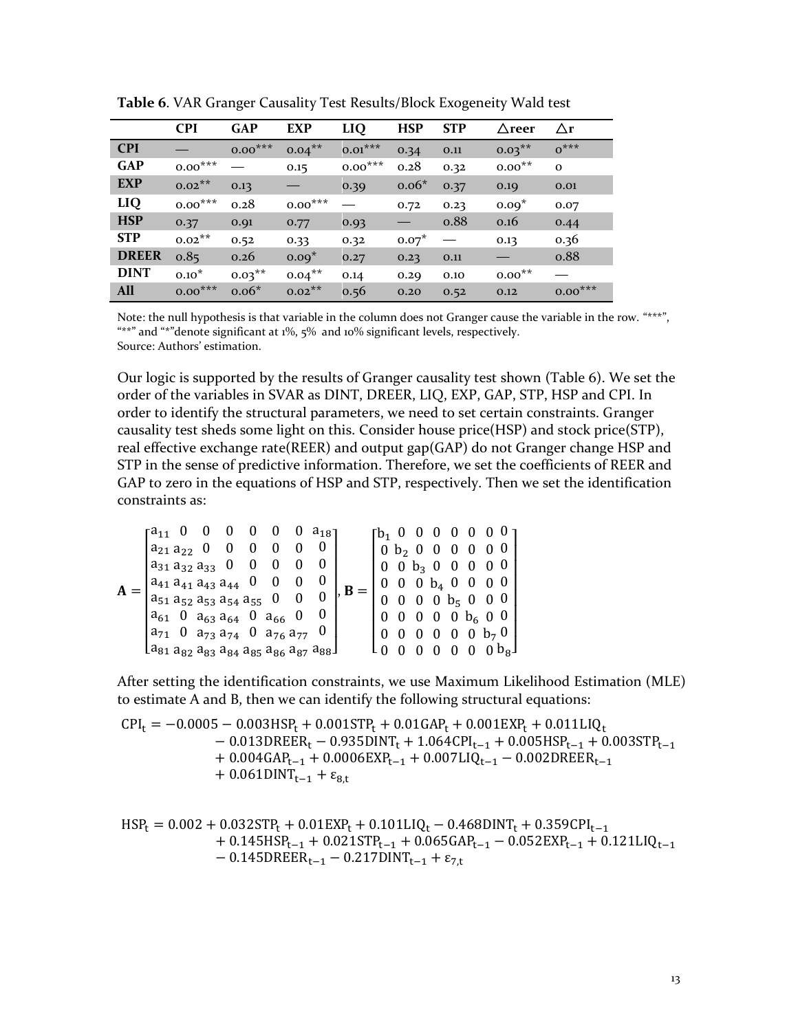**Table 6**. VAR Granger Causality Test Results/Block Exogeneity Wald test

| | CPI | GAP | EXP | LIQ | HSP | STP | △reer | △r |
|---|---|---|---|---|---|---|---|---|
| **CPI** | — | 0.00*** | 0.04** | 0.01*** | 0.34 | 0.11 | 0.03** | 0*** |
| **GAP** | 0.00*** | — | 0.15 | 0.00*** | 0.28 | 0.32 | 0.00** | 0 |
| **EXP** | 0.02** | 0.13 | — | 0.39 | 0.06* | 0.37 | 0.19 | 0.01 |
| **LIQ** | 0.00*** | 0.28 | 0.00*** | — | 0.72 | 0.23 | 0.09* | 0.07 |
| **HSP** | 0.37 | 0.91 | 0.77 | 0.93 | — | 0.88 | 0.16 | 0.44 |
| **STP** | 0.02** | 0.52 | 0.33 | 0.32 | 0.07* | — | 0.13 | 0.36 |
| **DREER** | 0.85 | 0.26 | 0.09* | 0.27 | 0.23 | 0.11 | — | 0.88 |
| **DINT** | 0.10* | 0.03** | 0.04** | 0.14 | 0.29 | 0.10 | 0.00** | — |
| **All** | 0.00*** | 0.06* | 0.02** | 0.56 | 0.20 | 0.52 | 0.12 | 0.00*** |

Note: the null hypothesis is that variable in the column does not Granger cause the variable in the row. "***", "**" and "*"denote significant at 1%, 5% and 10% significant levels, respectively.
Source: Authors' estimation.

Our logic is supported by the results of Granger causality test shown (Table 6). We set the order of the variables in SVAR as DINT, DREER, LIQ, EXP, GAP, STP, HSP and CPI. In order to identify the structural parameters, we need to set certain constraints. Granger causality test sheds some light on this. Consider house price(HSP) and stock price(STP), real effective exchange rate(REER) and output gap(GAP) do not Granger change HSP and STP in the sense of predictive information. Therefore, we set the coefficients of REER and GAP to zero in the equations of HSP and STP, respectively. Then we set the identification constraints as:

$$
\mathbf{A} = \begin{bmatrix} a_{11} & 0 & 0 & 0 & 0 & 0 & 0 & a_{18} \\ a_{21} & a_{22} & 0 & 0 & 0 & 0 & 0 & 0 \\ a_{31} & a_{32} & a_{33} & 0 & 0 & 0 & 0 & 0 \\ a_{41} & a_{41} & a_{43} & a_{44} & 0 & 0 & 0 & 0 \\ a_{51} & a_{52} & a_{53} & a_{54} & a_{55} & 0 & 0 & 0 \\ a_{61} & 0 & a_{63} & a_{64} & 0 & a_{66} & 0 & 0 \\ a_{71} & 0 & a_{73} & a_{74} & 0 & a_{76} & a_{77} & 0 \\ a_{81} & a_{82} & a_{83} & a_{84} & a_{85} & a_{86} & a_{87} & a_{88} \end{bmatrix}, \mathbf{B} = \begin{bmatrix} b_1 & 0 & 0 & 0 & 0 & 0 & 0 & 0 \\ 0 & b_2 & 0 & 0 & 0 & 0 & 0 & 0 \\ 0 & 0 & b_3 & 0 & 0 & 0 & 0 & 0 \\ 0 & 0 & 0 & b_4 & 0 & 0 & 0 & 0 \\ 0 & 0 & 0 & 0 & b_5 & 0 & 0 & 0 \\ 0 & 0 & 0 & 0 & 0 & b_6 & 0 & 0 \\ 0 & 0 & 0 & 0 & 0 & 0 & b_7 & 0 \\ 0 & 0 & 0 & 0 & 0 & 0 & 0 & b_8 \end{bmatrix}
$$

After setting the identification constraints, we use Maximum Likelihood Estimation (MLE) to estimate A and B, then we can identify the following structural equations:

$$
\begin{aligned}
\mathrm{CPI}_t = & -0.0005 - 0.003\mathrm{HSP}_t + 0.001\mathrm{STP}_t + 0.01\mathrm{GAP}_t + 0.001\mathrm{EXP}_t + 0.011\mathrm{LIQ}_t \\
& - 0.013\mathrm{DREER}_t - 0.935\mathrm{DINT}_t + 1.064\mathrm{CPI}_{t-1} + 0.005\mathrm{HSP}_{t-1} + 0.003\mathrm{STP}_{t-1} \\
& + 0.004\mathrm{GAP}_{t-1} + 0.0006\mathrm{EXP}_{t-1} + 0.007\mathrm{LIQ}_{t-1} - 0.002\mathrm{DREER}_{t-1} \\
& + 0.061\mathrm{DINT}_{t-1} + \varepsilon_{8,t}
\end{aligned}
$$

$$
\begin{aligned}
\mathrm{HSP}_t = & \; 0.002 + 0.032\mathrm{STP}_t + 0.01\mathrm{EXP}_t + 0.101\mathrm{LIQ}_t - 0.468\mathrm{DINT}_t + 0.359\mathrm{CPI}_{t-1} \\
& + 0.145\mathrm{HSP}_{t-1} + 0.021\mathrm{STP}_{t-1} + 0.065\mathrm{GAP}_{t-1} - 0.052\mathrm{EXP}_{t-1} + 0.121\mathrm{LIQ}_{t-1} \\
& - 0.145\mathrm{DREER}_{t-1} - 0.217\mathrm{DINT}_{t-1} + \varepsilon_{7,t}
\end{aligned}
$$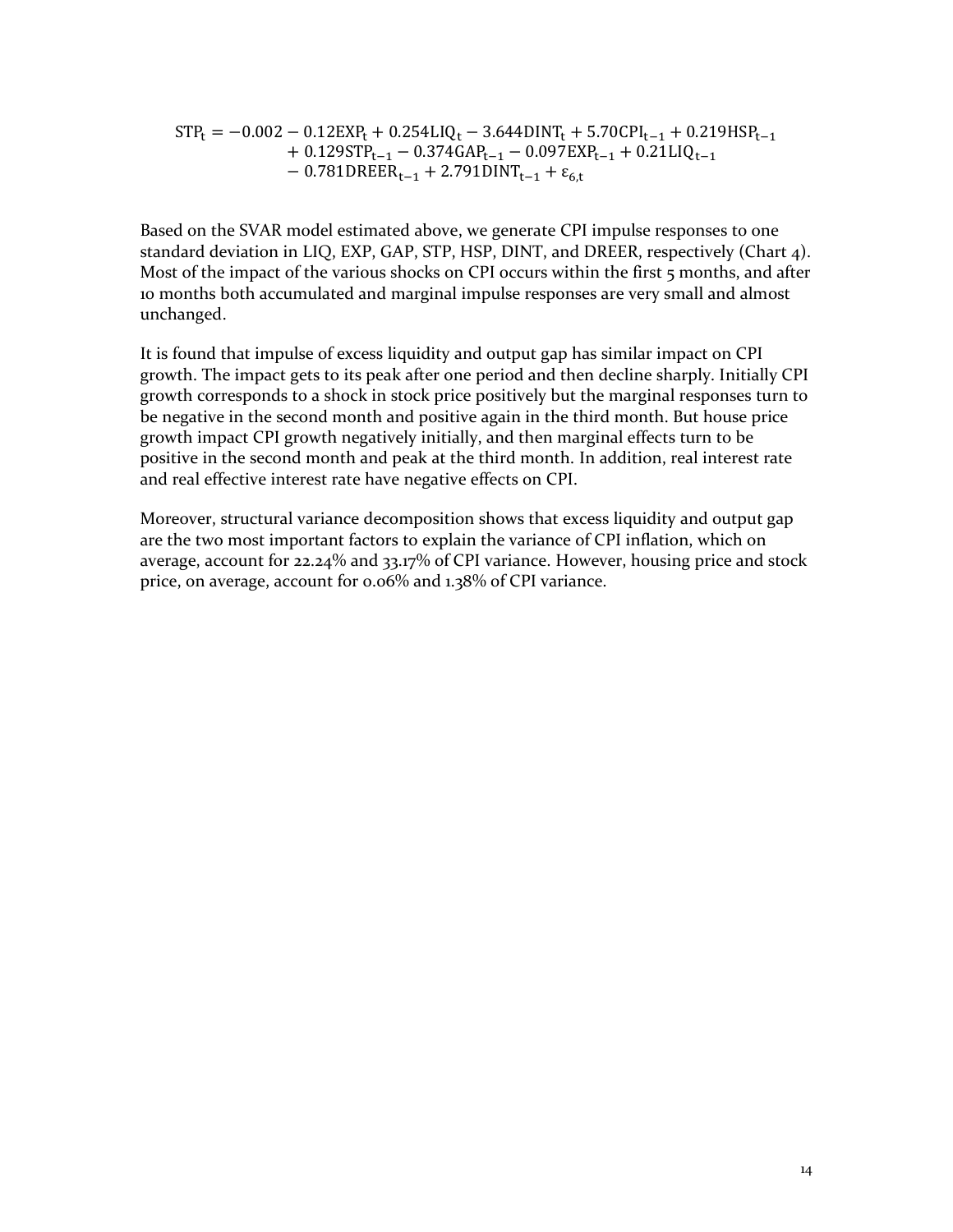$$
\begin{aligned}
\mathrm{STP_t} = & -0.002 - 0.12\mathrm{EXP_t} + 0.254\mathrm{LIQ_t} - 3.644\mathrm{DINT_t} + 5.70\mathrm{CPI_{t-1}} + 0.219\mathrm{HSP_{t-1}} \\
& + 0.129\mathrm{STP_{t-1}} - 0.374\mathrm{GAP_{t-1}} - 0.097\mathrm{EXP_{t-1}} + 0.21\mathrm{LIQ_{t-1}} \\
& - 0.781\mathrm{DREER_{t-1}} + 2.791\mathrm{DINT_{t-1}} + \varepsilon_{6,t}
\end{aligned}
$$

Based on the SVAR model estimated above, we generate CPI impulse responses to one standard deviation in LIQ, EXP, GAP, STP, HSP, DINT, and DREER, respectively (Chart 4). Most of the impact of the various shocks on CPI occurs within the first 5 months, and after 10 months both accumulated and marginal impulse responses are very small and almost unchanged.

It is found that impulse of excess liquidity and output gap has similar impact on CPI growth. The impact gets to its peak after one period and then decline sharply. Initially CPI growth corresponds to a shock in stock price positively but the marginal responses turn to be negative in the second month and positive again in the third month. But house price growth impact CPI growth negatively initially, and then marginal effects turn to be positive in the second month and peak at the third month. In addition, real interest rate and real effective interest rate have negative effects on CPI.

Moreover, structural variance decomposition shows that excess liquidity and output gap are the two most important factors to explain the variance of CPI inflation, which on average, account for 22.24% and 33.17% of CPI variance. However, housing price and stock price, on average, account for 0.06% and 1.38% of CPI variance.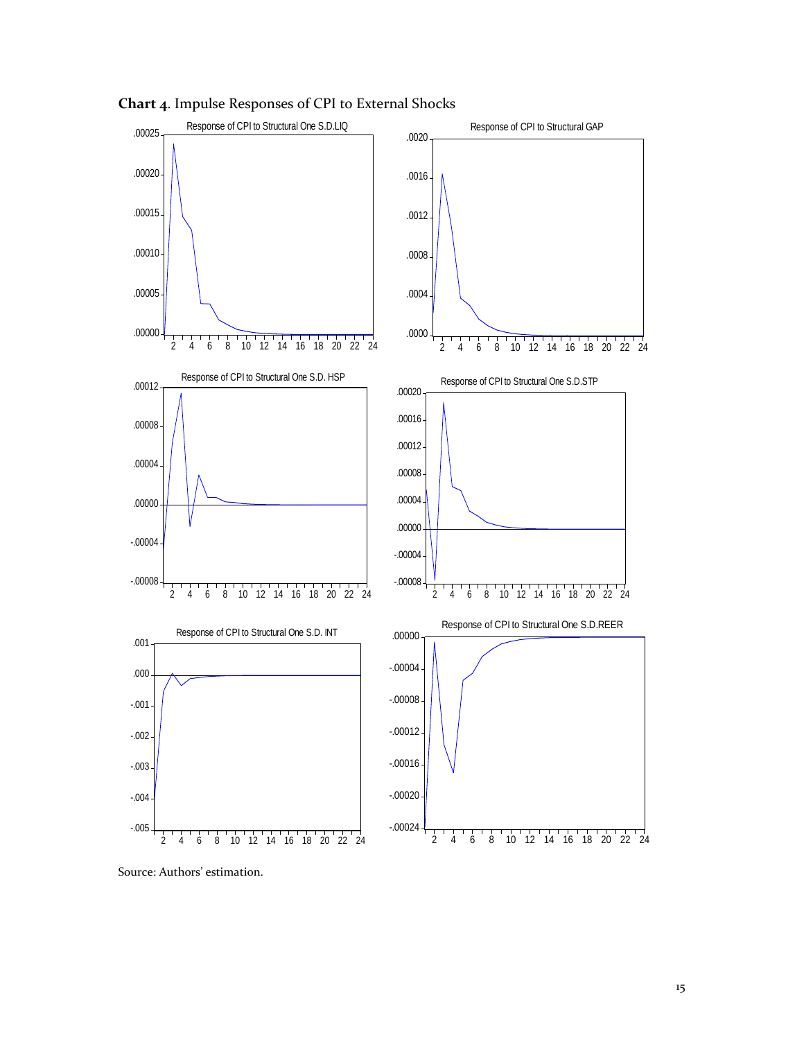**Chart 4**. Impulse Responses of CPI to External Shocks

Response of CPI to Structural One S.D.LIQ

.00025
.00020
.00015
.00010
.00005
.00000

2 4 6 8 10 12 14 16 18 20 22 24

Response of CPI to Structural GAP

.0020
.0016
.0012
.0008
.0004
.0000

2 4 6 8 10 12 14 16 18 20 22 24

Response of CPI to Structural One S.D. HSP

.00012
.00008
.00004
.00000
-.00004
-.00008

2 4 6 8 10 12 14 16 18 20 22 24

Response of CPI to Structural One S.D.STP

.00020
.00016
.00012
.00008
.00004
.00000
-.00004
-.00008

2 4 6 8 10 12 14 16 18 20 22 24

Response of CPI to Structural One S.D. INT

.001
.000
-.001
-.002
-.003
-.004
-.005

2 4 6 8 10 12 14 16 18 20 22 24

Response of CPI to Structural One S.D.REER

.00000
-.00004
-.00008
-.00012
-.00016
-.00020
-.00024

2 4 6 8 10 12 14 16 18 20 22 24

Source: Authors' estimation.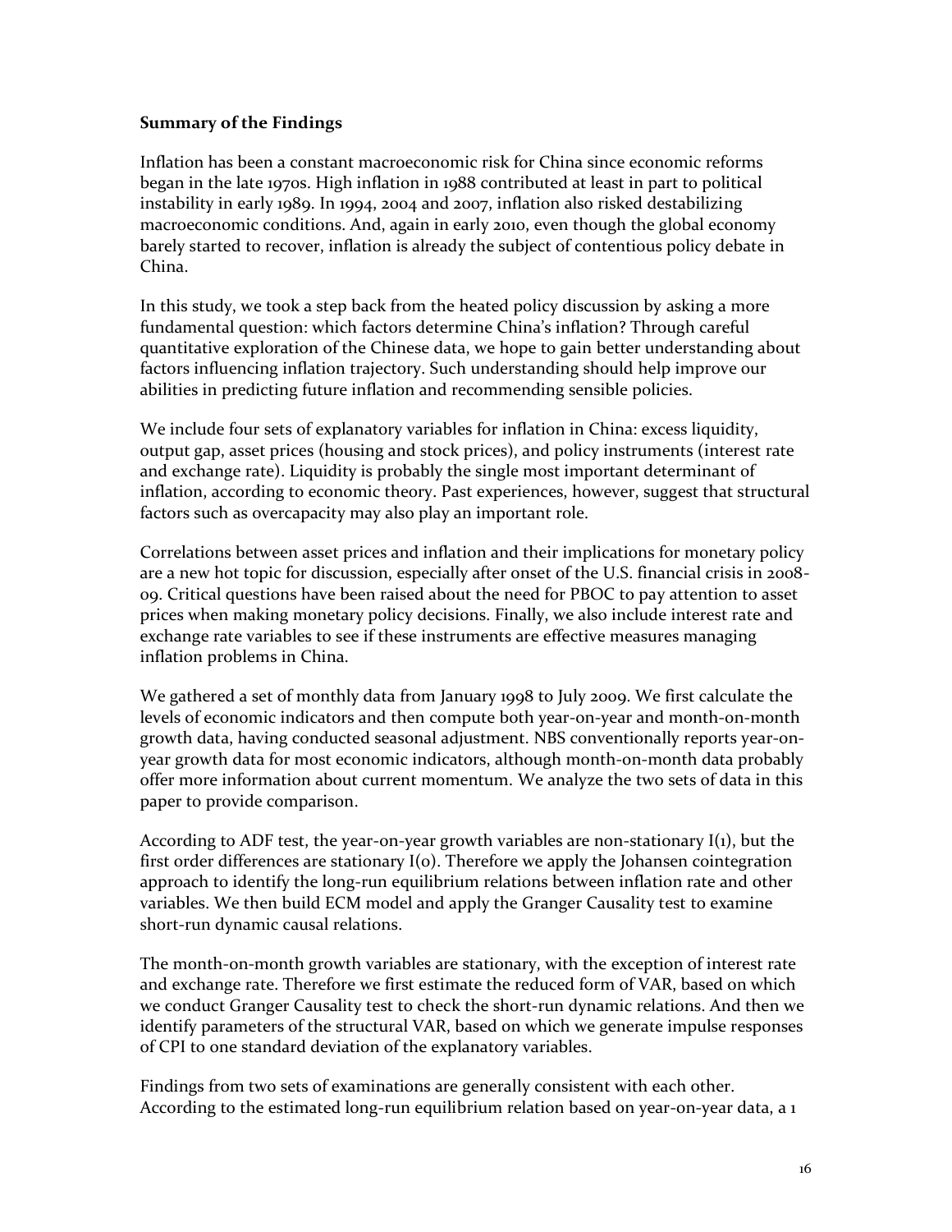**Summary of the Findings**

Inflation has been a constant macroeconomic risk for China since economic reforms began in the late 1970s. High inflation in 1988 contributed at least in part to political instability in early 1989. In 1994, 2004 and 2007, inflation also risked destabilizing macroeconomic conditions. And, again in early 2010, even though the global economy barely started to recover, inflation is already the subject of contentious policy debate in China.

In this study, we took a step back from the heated policy discussion by asking a more fundamental question: which factors determine China's inflation? Through careful quantitative exploration of the Chinese data, we hope to gain better understanding about factors influencing inflation trajectory. Such understanding should help improve our abilities in predicting future inflation and recommending sensible policies.

We include four sets of explanatory variables for inflation in China: excess liquidity, output gap, asset prices (housing and stock prices), and policy instruments (interest rate and exchange rate). Liquidity is probably the single most important determinant of inflation, according to economic theory. Past experiences, however, suggest that structural factors such as overcapacity may also play an important role.

Correlations between asset prices and inflation and their implications for monetary policy are a new hot topic for discussion, especially after onset of the U.S. financial crisis in 2008-09. Critical questions have been raised about the need for PBOC to pay attention to asset prices when making monetary policy decisions. Finally, we also include interest rate and exchange rate variables to see if these instruments are effective measures managing inflation problems in China.

We gathered a set of monthly data from January 1998 to July 2009. We first calculate the levels of economic indicators and then compute both year-on-year and month-on-month growth data, having conducted seasonal adjustment. NBS conventionally reports year-on-year growth data for most economic indicators, although month-on-month data probably offer more information about current momentum. We analyze the two sets of data in this paper to provide comparison.

According to ADF test, the year-on-year growth variables are non-stationary I(1), but the first order differences are stationary I(0). Therefore we apply the Johansen cointegration approach to identify the long-run equilibrium relations between inflation rate and other variables. We then build ECM model and apply the Granger Causality test to examine short-run dynamic causal relations.

The month-on-month growth variables are stationary, with the exception of interest rate and exchange rate. Therefore we first estimate the reduced form of VAR, based on which we conduct Granger Causality test to check the short-run dynamic relations. And then we identify parameters of the structural VAR, based on which we generate impulse responses of CPI to one standard deviation of the explanatory variables.

Findings from two sets of examinations are generally consistent with each other. According to the estimated long-run equilibrium relation based on year-on-year data, a 1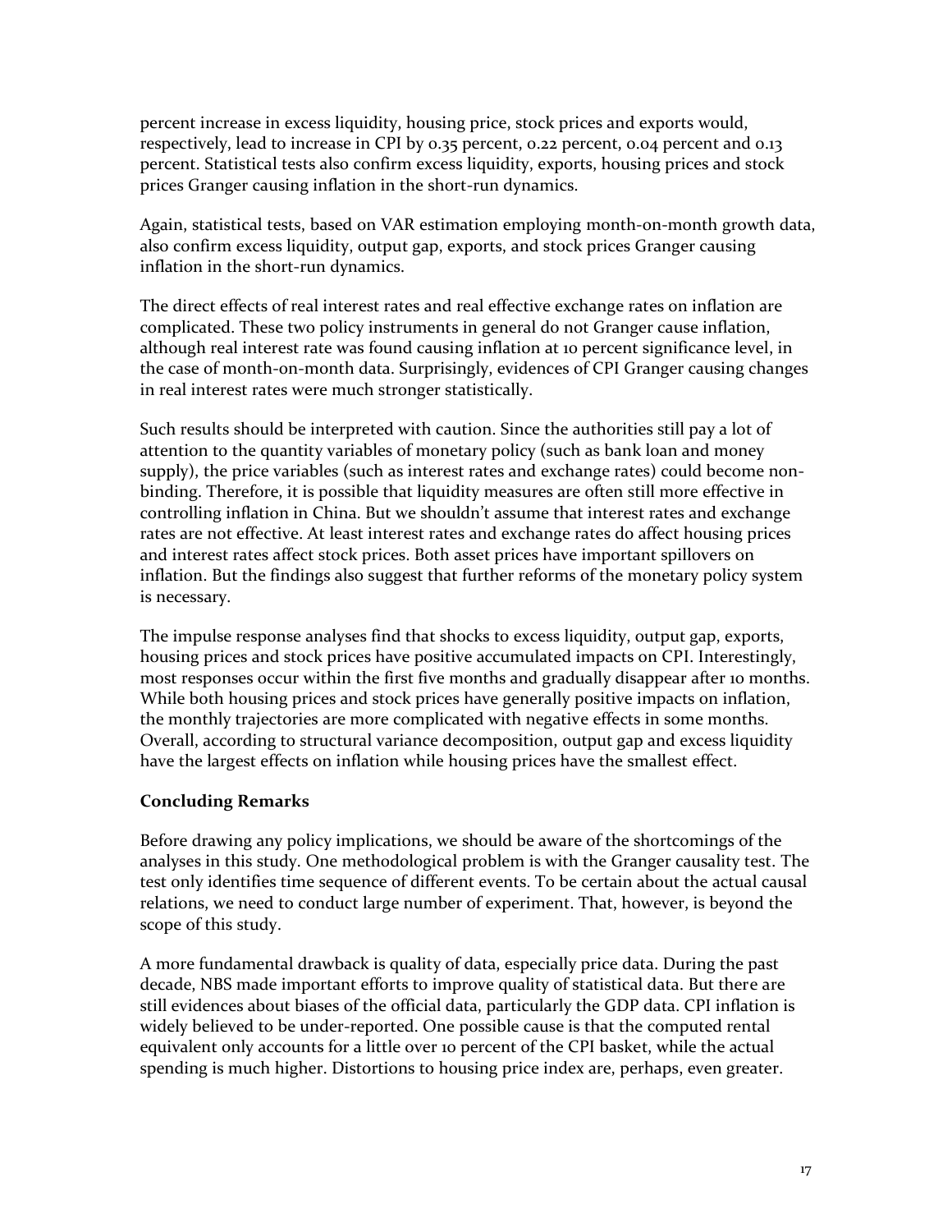percent increase in excess liquidity, housing price, stock prices and exports would, respectively, lead to increase in CPI by 0.35 percent, 0.22 percent, 0.04 percent and 0.13 percent. Statistical tests also confirm excess liquidity, exports, housing prices and stock prices Granger causing inflation in the short-run dynamics.

Again, statistical tests, based on VAR estimation employing month-on-month growth data, also confirm excess liquidity, output gap, exports, and stock prices Granger causing inflation in the short-run dynamics.

The direct effects of real interest rates and real effective exchange rates on inflation are complicated. These two policy instruments in general do not Granger cause inflation, although real interest rate was found causing inflation at 10 percent significance level, in the case of month-on-month data. Surprisingly, evidences of CPI Granger causing changes in real interest rates were much stronger statistically.

Such results should be interpreted with caution. Since the authorities still pay a lot of attention to the quantity variables of monetary policy (such as bank loan and money supply), the price variables (such as interest rates and exchange rates) could become non-binding. Therefore, it is possible that liquidity measures are often still more effective in controlling inflation in China. But we shouldn't assume that interest rates and exchange rates are not effective. At least interest rates and exchange rates do affect housing prices and interest rates affect stock prices. Both asset prices have important spillovers on inflation. But the findings also suggest that further reforms of the monetary policy system is necessary.

The impulse response analyses find that shocks to excess liquidity, output gap, exports, housing prices and stock prices have positive accumulated impacts on CPI. Interestingly, most responses occur within the first five months and gradually disappear after 10 months. While both housing prices and stock prices have generally positive impacts on inflation, the monthly trajectories are more complicated with negative effects in some months. Overall, according to structural variance decomposition, output gap and excess liquidity have the largest effects on inflation while housing prices have the smallest effect.

## Concluding Remarks

Before drawing any policy implications, we should be aware of the shortcomings of the analyses in this study. One methodological problem is with the Granger causality test. The test only identifies time sequence of different events. To be certain about the actual causal relations, we need to conduct large number of experiment. That, however, is beyond the scope of this study.

A more fundamental drawback is quality of data, especially price data. During the past decade, NBS made important efforts to improve quality of statistical data. But there are still evidences about biases of the official data, particularly the GDP data. CPI inflation is widely believed to be under-reported. One possible cause is that the computed rental equivalent only accounts for a little over 10 percent of the CPI basket, while the actual spending is much higher. Distortions to housing price index are, perhaps, even greater.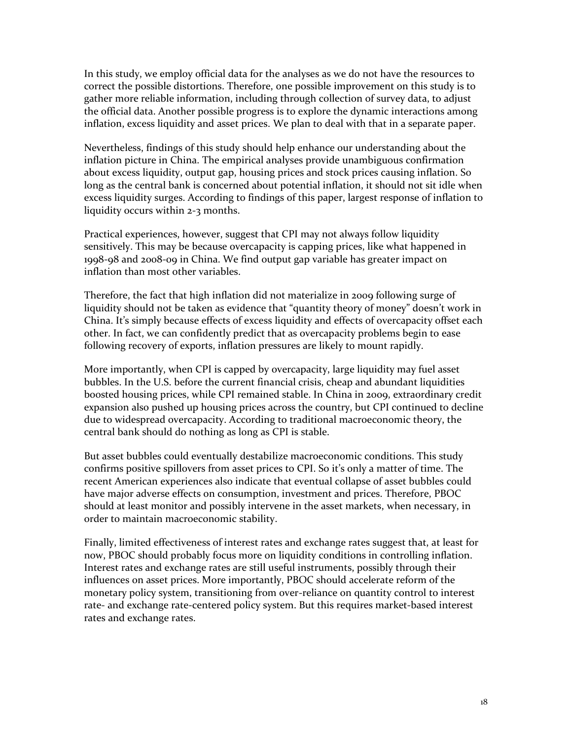In this study, we employ official data for the analyses as we do not have the resources to correct the possible distortions. Therefore, one possible improvement on this study is to gather more reliable information, including through collection of survey data, to adjust the official data. Another possible progress is to explore the dynamic interactions among inflation, excess liquidity and asset prices. We plan to deal with that in a separate paper.

Nevertheless, findings of this study should help enhance our understanding about the inflation picture in China. The empirical analyses provide unambiguous confirmation about excess liquidity, output gap, housing prices and stock prices causing inflation. So long as the central bank is concerned about potential inflation, it should not sit idle when excess liquidity surges. According to findings of this paper, largest response of inflation to liquidity occurs within 2-3 months.

Practical experiences, however, suggest that CPI may not always follow liquidity sensitively. This may be because overcapacity is capping prices, like what happened in 1998-98 and 2008-09 in China. We find output gap variable has greater impact on inflation than most other variables.

Therefore, the fact that high inflation did not materialize in 2009 following surge of liquidity should not be taken as evidence that "quantity theory of money" doesn't work in China. It's simply because effects of excess liquidity and effects of overcapacity offset each other. In fact, we can confidently predict that as overcapacity problems begin to ease following recovery of exports, inflation pressures are likely to mount rapidly.

More importantly, when CPI is capped by overcapacity, large liquidity may fuel asset bubbles. In the U.S. before the current financial crisis, cheap and abundant liquidities boosted housing prices, while CPI remained stable. In China in 2009, extraordinary credit expansion also pushed up housing prices across the country, but CPI continued to decline due to widespread overcapacity. According to traditional macroeconomic theory, the central bank should do nothing as long as CPI is stable.

But asset bubbles could eventually destabilize macroeconomic conditions. This study confirms positive spillovers from asset prices to CPI. So it's only a matter of time. The recent American experiences also indicate that eventual collapse of asset bubbles could have major adverse effects on consumption, investment and prices. Therefore, PBOC should at least monitor and possibly intervene in the asset markets, when necessary, in order to maintain macroeconomic stability.

Finally, limited effectiveness of interest rates and exchange rates suggest that, at least for now, PBOC should probably focus more on liquidity conditions in controlling inflation. Interest rates and exchange rates are still useful instruments, possibly through their influences on asset prices. More importantly, PBOC should accelerate reform of the monetary policy system, transitioning from over-reliance on quantity control to interest rate- and exchange rate-centered policy system. But this requires market-based interest rates and exchange rates.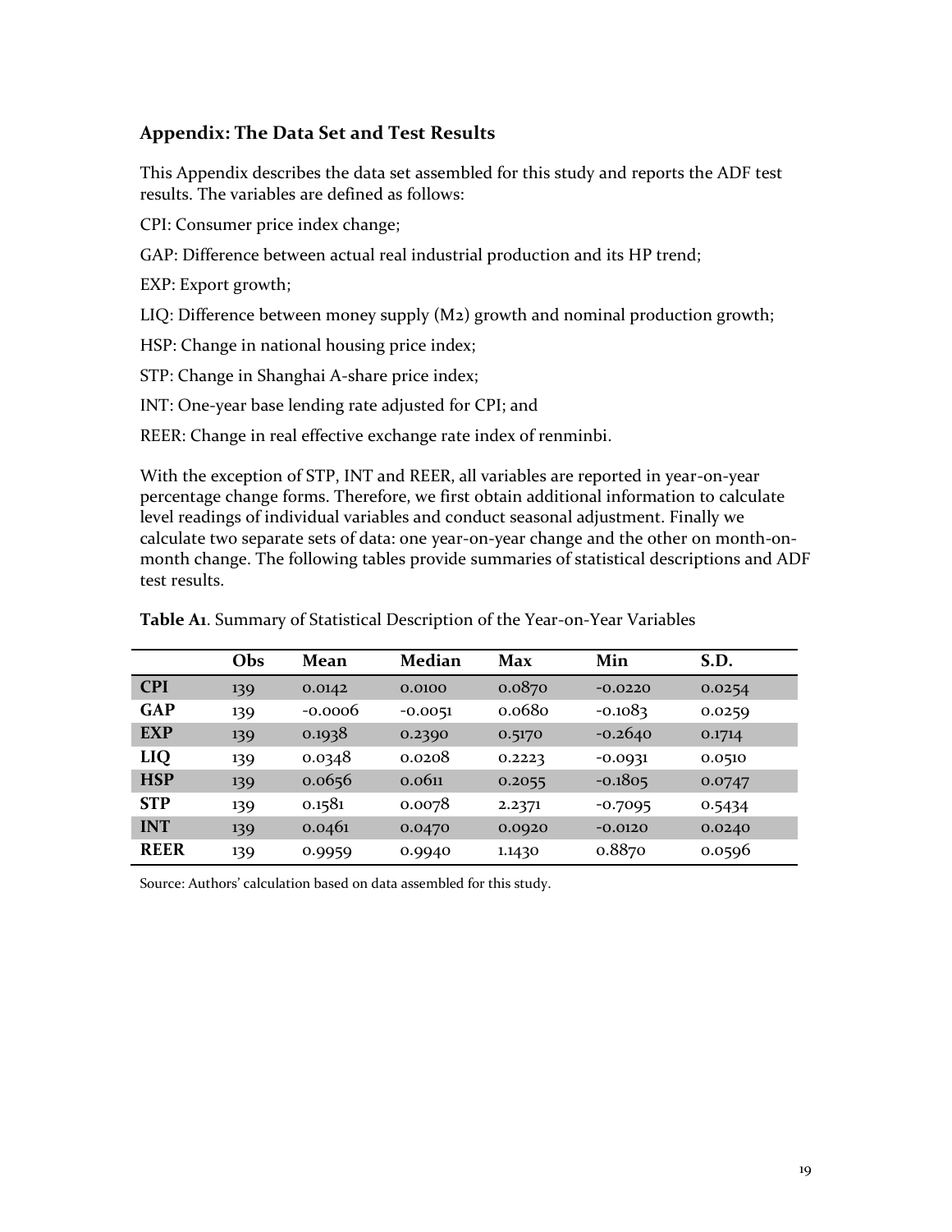## Appendix: The Data Set and Test Results

This Appendix describes the data set assembled for this study and reports the ADF test results. The variables are defined as follows:

CPI: Consumer price index change;

GAP: Difference between actual real industrial production and its HP trend;

EXP: Export growth;

LIQ: Difference between money supply (M2) growth and nominal production growth;

HSP: Change in national housing price index;

STP: Change in Shanghai A-share price index;

INT: One-year base lending rate adjusted for CPI; and

REER: Change in real effective exchange rate index of renminbi.

With the exception of STP, INT and REER, all variables are reported in year-on-year percentage change forms. Therefore, we first obtain additional information to calculate level readings of individual variables and conduct seasonal adjustment. Finally we calculate two separate sets of data: one year-on-year change and the other on month-on-month change. The following tables provide summaries of statistical descriptions and ADF test results.

**Table A1**. Summary of Statistical Description of the Year-on-Year Variables

| | Obs | Mean | Median | Max | Min | S.D. |
|---|---|---|---|---|---|---|
| **CPI** | 139 | 0.0142 | 0.0100 | 0.0870 | -0.0220 | 0.0254 |
| **GAP** | 139 | -0.0006 | -0.0051 | 0.0680 | -0.1083 | 0.0259 |
| **EXP** | 139 | 0.1938 | 0.2390 | 0.5170 | -0.2640 | 0.1714 |
| **LIQ** | 139 | 0.0348 | 0.0208 | 0.2223 | -0.0931 | 0.0510 |
| **HSP** | 139 | 0.0656 | 0.0611 | 0.2055 | -0.1805 | 0.0747 |
| **STP** | 139 | 0.1581 | 0.0078 | 2.2371 | -0.7095 | 0.5434 |
| **INT** | 139 | 0.0461 | 0.0470 | 0.0920 | -0.0120 | 0.0240 |
| **REER** | 139 | 0.9959 | 0.9940 | 1.1430 | 0.8870 | 0.0596 |

Source: Authors' calculation based on data assembled for this study.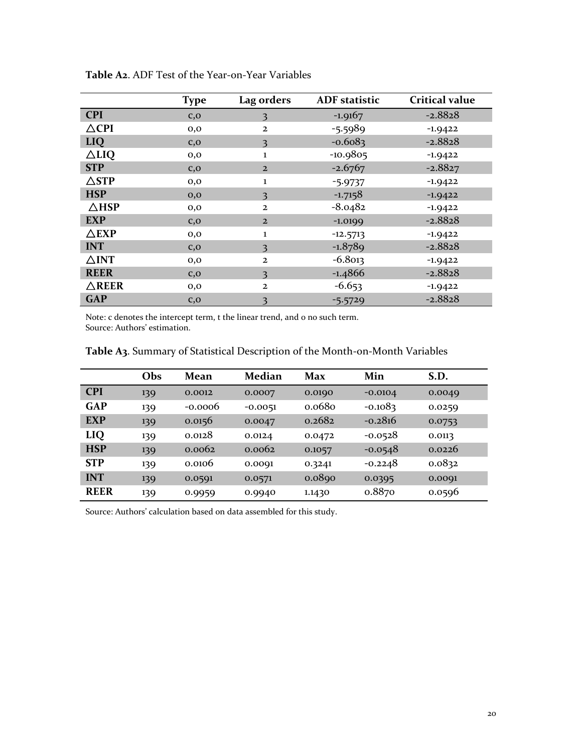**Table A2**. ADF Test of the Year-on-Year Variables

| | Type | Lag orders | ADF statistic | Critical value |
|---|---|---|---|---|
| **CPI** | c,0 | 3 | -1.9167 | -2.8828 |
| **△CPI** | 0,0 | 2 | -5.5989 | -1.9422 |
| **LIQ** | c,0 | 3 | -0.6083 | -2.8828 |
| **△LIQ** | 0,0 | 1 | -10.9805 | -1.9422 |
| **STP** | c,0 | 2 | -2.6767 | -2.8827 |
| **△STP** | 0,0 | 1 | -5.9737 | -1.9422 |
| **HSP** | 0,0 | 3 | -1.7158 | -1.9422 |
| **△HSP** | 0,0 | 2 | -8.0482 | -1.9422 |
| **EXP** | c,0 | 2 | -1.0199 | -2.8828 |
| **△EXP** | 0,0 | 1 | -12.5713 | -1.9422 |
| **INT** | c,0 | 3 | -1.8789 | -2.8828 |
| **△INT** | 0,0 | 2 | -6.8013 | -1.9422 |
| **REER** | c,0 | 3 | -1.4866 | -2.8828 |
| **△REER** | 0,0 | 2 | -6.653 | -1.9422 |
| **GAP** | c,0 | 3 | -5.5729 | -2.8828 |

Note: c denotes the intercept term, t the linear trend, and 0 no such term.
Source: Authors' estimation.

**Table A3**. Summary of Statistical Description of the Month-on-Month Variables

| | Obs | Mean | Median | Max | Min | S.D. |
|---|---|---|---|---|---|---|
| **CPI** | 139 | 0.0012 | 0.0007 | 0.0190 | -0.0104 | 0.0049 |
| **GAP** | 139 | -0.0006 | -0.0051 | 0.0680 | -0.1083 | 0.0259 |
| **EXP** | 139 | 0.0156 | 0.0047 | 0.2682 | -0.2816 | 0.0753 |
| **LIQ** | 139 | 0.0128 | 0.0124 | 0.0472 | -0.0528 | 0.0113 |
| **HSP** | 139 | 0.0062 | 0.0062 | 0.1057 | -0.0548 | 0.0226 |
| **STP** | 139 | 0.0106 | 0.0091 | 0.3241 | -0.2248 | 0.0832 |
| **INT** | 139 | 0.0591 | 0.0571 | 0.0890 | 0.0395 | 0.0091 |
| **REER** | 139 | 0.9959 | 0.9940 | 1.1430 | 0.8870 | 0.0596 |

Source: Authors' calculation based on data assembled for this study.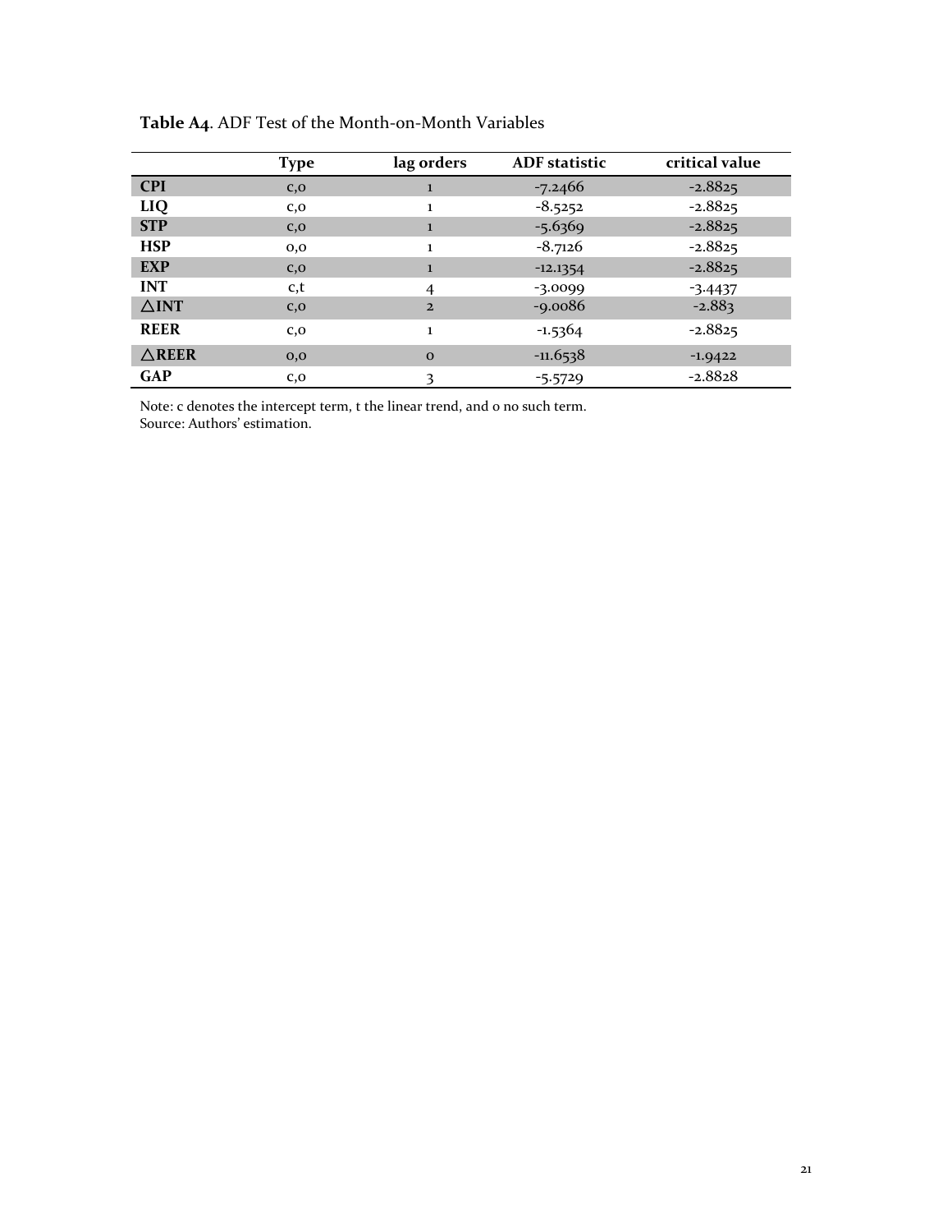**Table A4**. ADF Test of the Month-on-Month Variables

| | Type | lag orders | ADF statistic | critical value |
|---|---|---|---|---|
| **CPI** | c,0 | 1 | -7.2466 | -2.8825 |
| **LIQ** | c,0 | 1 | -8.5252 | -2.8825 |
| **STP** | c,0 | 1 | -5.6369 | -2.8825 |
| **HSP** | 0,0 | 1 | -8.7126 | -2.8825 |
| **EXP** | c,0 | 1 | -12.1354 | -2.8825 |
| **INT** | c,t | 4 | -3.0099 | -3.4437 |
| **△INT** | c,0 | 2 | -9.0086 | -2.883 |
| **REER** | c,0 | 1 | -1.5364 | -2.8825 |
| **△REER** | 0,0 | 0 | -11.6538 | -1.9422 |
| **GAP** | c,0 | 3 | -5.5729 | -2.8828 |

Note: c denotes the intercept term, t the linear trend, and 0 no such term.
Source: Authors' estimation.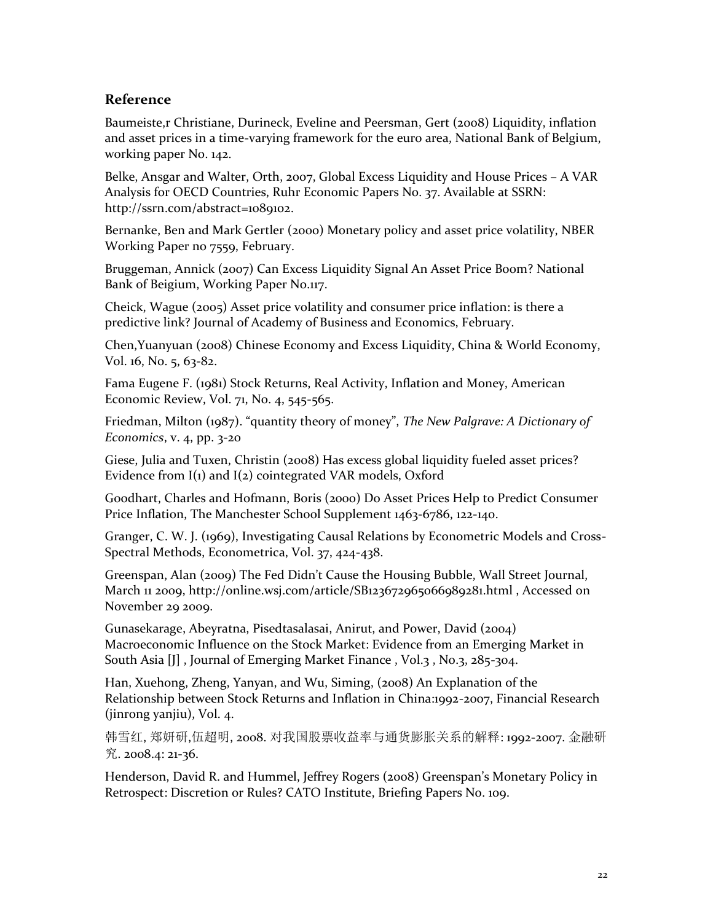## Reference

Baumeiste,r Christiane, Durineck, Eveline and Peersman, Gert (2008) Liquidity, inflation and asset prices in a time-varying framework for the euro area, National Bank of Belgium, working paper No. 142.

Belke, Ansgar and Walter, Orth, 2007, Global Excess Liquidity and House Prices – A VAR Analysis for OECD Countries, Ruhr Economic Papers No. 37. Available at SSRN: http://ssrn.com/abstract=1089102.

Bernanke, Ben and Mark Gertler (2000) Monetary policy and asset price volatility, NBER Working Paper no 7559, February.

Bruggeman, Annick (2007) Can Excess Liquidity Signal An Asset Price Boom? National Bank of Beigium, Working Paper No.117.

Cheick, Wague (2005) Asset price volatility and consumer price inflation: is there a predictive link? Journal of Academy of Business and Economics, February.

Chen,Yuanyuan (2008) Chinese Economy and Excess Liquidity, China & World Economy, Vol. 16, No. 5, 63-82.

Fama Eugene F. (1981) Stock Returns, Real Activity, Inflation and Money, American Economic Review, Vol. 71, No. 4, 545-565.

Friedman, Milton (1987). "quantity theory of money", *The New Palgrave: A Dictionary of Economics*, v. 4, pp. 3-20

Giese, Julia and Tuxen, Christin (2008) Has excess global liquidity fueled asset prices? Evidence from I(1) and I(2) cointegrated VAR models, Oxford

Goodhart, Charles and Hofmann, Boris (2000) Do Asset Prices Help to Predict Consumer Price Inflation, The Manchester School Supplement 1463-6786, 122-140.

Granger, C. W. J. (1969), Investigating Causal Relations by Econometric Models and Cross-Spectral Methods, Econometrica, Vol. 37, 424-438.

Greenspan, Alan (2009) The Fed Didn't Cause the Housing Bubble, Wall Street Journal, March 11 2009, http://online.wsj.com/article/SB123672965066989281.html , Accessed on November 29 2009.

Gunasekarage, Abeyratna, Pisedtasalasai, Anirut, and Power, David (2004) Macroeconomic Influence on the Stock Market: Evidence from an Emerging Market in South Asia [J] , Journal of Emerging Market Finance , Vol.3 , No.3, 285-304.

Han, Xuehong, Zheng, Yanyan, and Wu, Siming, (2008) An Explanation of the Relationship between Stock Returns and Inflation in China:1992-2007, Financial Research (jinrong yanjiu), Vol. 4.

韩雪红, 郑妍妍,伍超明, 2008. 对我国股票收益率与通货膨胀关系的解释: 1992-2007. 金融研究. 2008.4: 21-36.

Henderson, David R. and Hummel, Jeffrey Rogers (2008) Greenspan's Monetary Policy in Retrospect: Discretion or Rules? CATO Institute, Briefing Papers No. 109.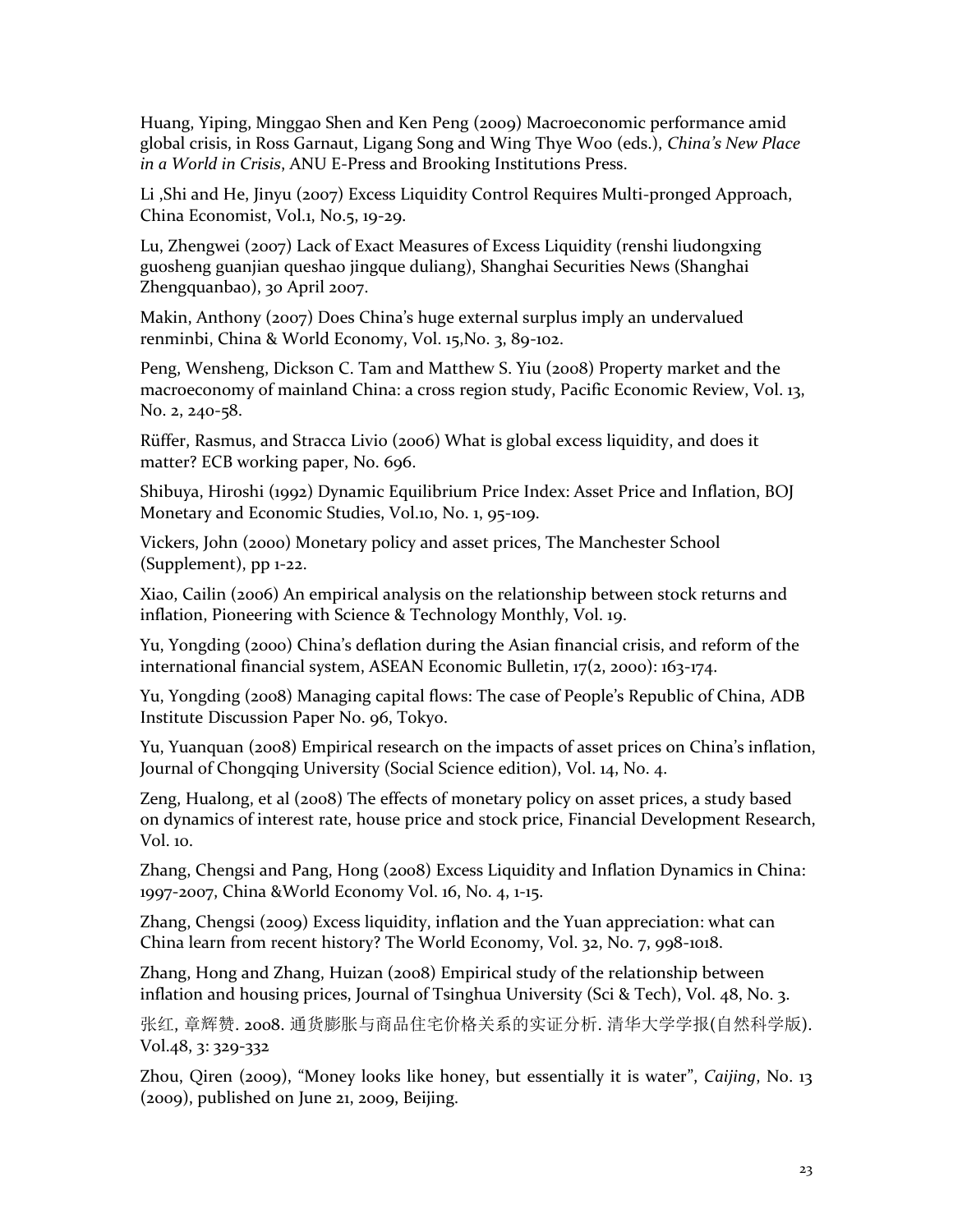Huang, Yiping, Minggao Shen and Ken Peng (2009) Macroeconomic performance amid global crisis, in Ross Garnaut, Ligang Song and Wing Thye Woo (eds.), *China's New Place in a World in Crisis*, ANU E-Press and Brooking Institutions Press.

Li ,Shi and He, Jinyu (2007) Excess Liquidity Control Requires Multi-pronged Approach, China Economist, Vol.1, No.5, 19-29.

Lu, Zhengwei (2007) Lack of Exact Measures of Excess Liquidity (renshi liudongxing guosheng guanjian queshao jingque duliang), Shanghai Securities News (Shanghai Zhengquanbao), 30 April 2007.

Makin, Anthony (2007) Does China's huge external surplus imply an undervalued renminbi, China & World Economy, Vol. 15,No. 3, 89-102.

Peng, Wensheng, Dickson C. Tam and Matthew S. Yiu (2008) Property market and the macroeconomy of mainland China: a cross region study, Pacific Economic Review, Vol. 13, No. 2, 240-58.

Rüffer, Rasmus, and Stracca Livio (2006) What is global excess liquidity, and does it matter? ECB working paper, No. 696.

Shibuya, Hiroshi (1992) Dynamic Equilibrium Price Index: Asset Price and Inflation, BOJ Monetary and Economic Studies, Vol.10, No. 1, 95-109.

Vickers, John (2000) Monetary policy and asset prices, The Manchester School (Supplement), pp 1-22.

Xiao, Cailin (2006) An empirical analysis on the relationship between stock returns and inflation, Pioneering with Science & Technology Monthly, Vol. 19.

Yu, Yongding (2000) China's deflation during the Asian financial crisis, and reform of the international financial system, ASEAN Economic Bulletin, 17(2, 2000): 163-174.

Yu, Yongding (2008) Managing capital flows: The case of People's Republic of China, ADB Institute Discussion Paper No. 96, Tokyo.

Yu, Yuanquan (2008) Empirical research on the impacts of asset prices on China's inflation, Journal of Chongqing University (Social Science edition), Vol. 14, No. 4.

Zeng, Hualong, et al (2008) The effects of monetary policy on asset prices, a study based on dynamics of interest rate, house price and stock price, Financial Development Research, Vol. 10.

Zhang, Chengsi and Pang, Hong (2008) Excess Liquidity and Inflation Dynamics in China: 1997-2007, China &World Economy Vol. 16, No. 4, 1-15.

Zhang, Chengsi (2009) Excess liquidity, inflation and the Yuan appreciation: what can China learn from recent history? The World Economy, Vol. 32, No. 7, 998-1018.

Zhang, Hong and Zhang, Huizan (2008) Empirical study of the relationship between inflation and housing prices, Journal of Tsinghua University (Sci & Tech), Vol. 48, No. 3.

张红, 章辉赞. 2008. 通货膨胀与商品住宅价格关系的实证分析. 清华大学学报(自然科学版). Vol.48, 3: 329-332

Zhou, Qiren (2009), "Money looks like honey, but essentially it is water", *Caijing*, No. 13 (2009), published on June 21, 2009, Beijing.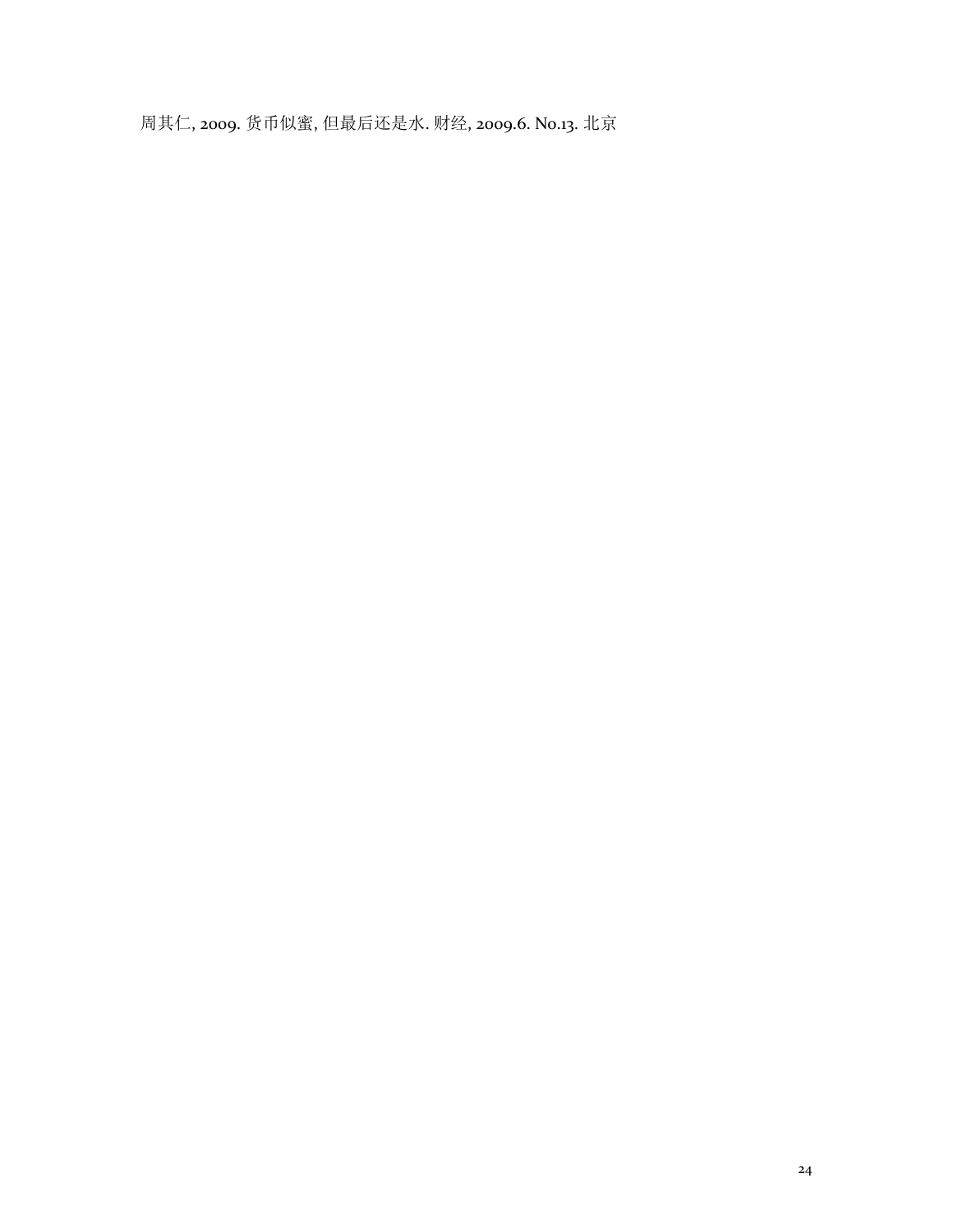周其仁, 2009. 货币似蜜, 但最后还是水. 财经, 2009.6. No.13. 北京